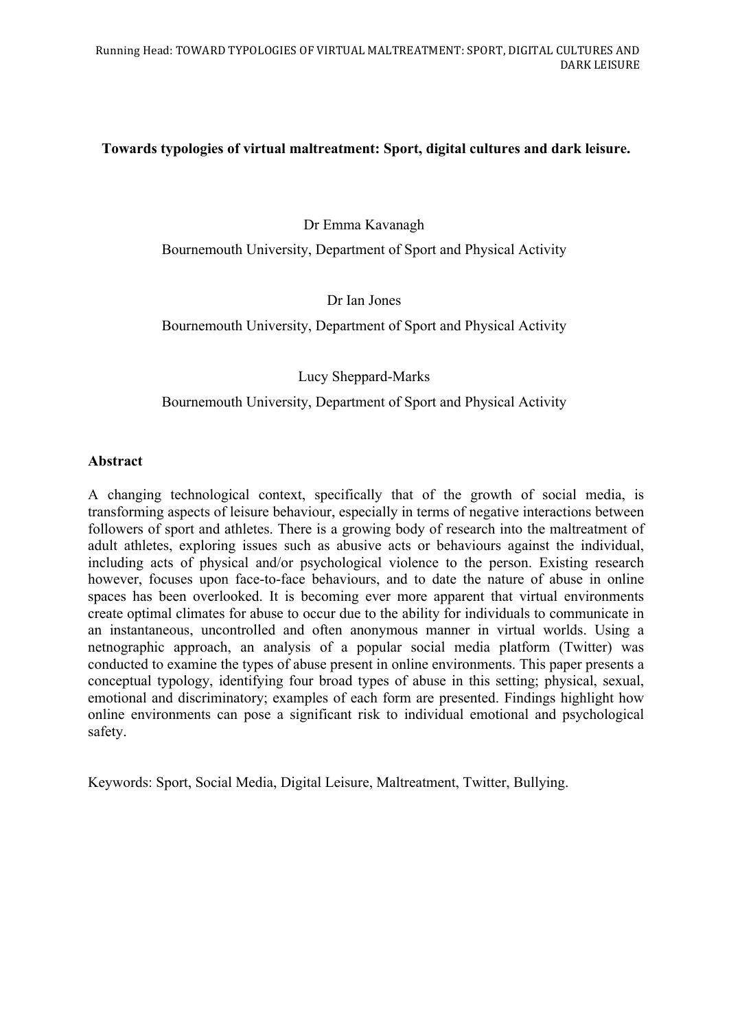**Towards typologies of virtual maltreatment: Sport, digital cultures and dark leisure.**

Dr Emma Kavanagh

Bournemouth University, Department of Sport and Physical Activity

Dr Ian Jones

Bournemouth University, Department of Sport and Physical Activity

Lucy Sheppard-Marks

Bournemouth University, Department of Sport and Physical Activity

## Abstract

A changing technological context, specifically that of the growth of social media, is transforming aspects of leisure behaviour, especially in terms of negative interactions between followers of sport and athletes. There is a growing body of research into the maltreatment of adult athletes, exploring issues such as abusive acts or behaviours against the individual, including acts of physical and/or psychological violence to the person. Existing research however, focuses upon face-to-face behaviours, and to date the nature of abuse in online spaces has been overlooked. It is becoming ever more apparent that virtual environments create optimal climates for abuse to occur due to the ability for individuals to communicate in an instantaneous, uncontrolled and often anonymous manner in virtual worlds. Using a netnographic approach, an analysis of a popular social media platform (Twitter) was conducted to examine the types of abuse present in online environments. This paper presents a conceptual typology, identifying four broad types of abuse in this setting; physical, sexual, emotional and discriminatory; examples of each form are presented. Findings highlight how online environments can pose a significant risk to individual emotional and psychological safety.

Keywords: Sport, Social Media, Digital Leisure, Maltreatment, Twitter, Bullying.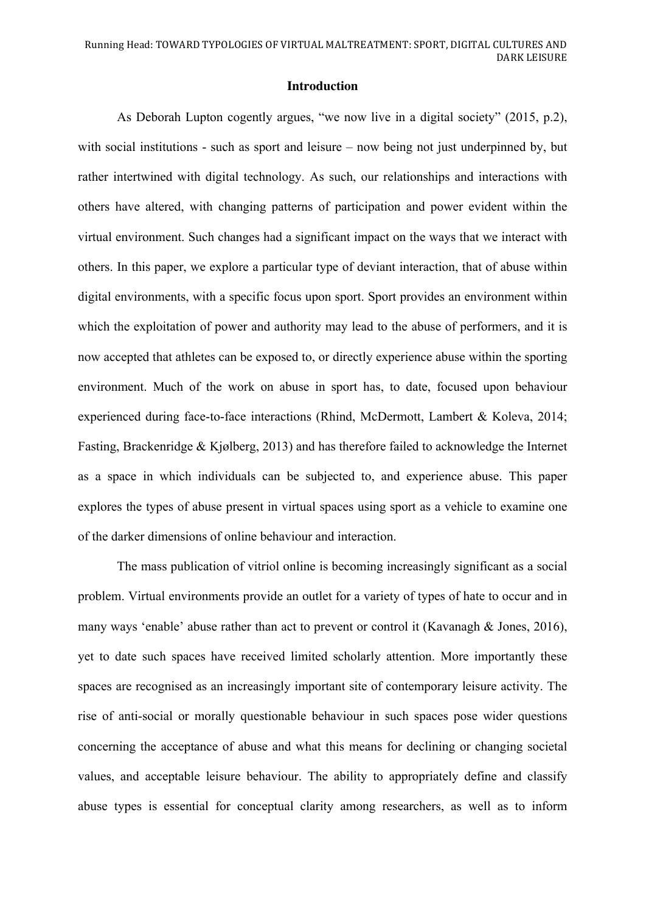## Introduction

As Deborah Lupton cogently argues, "we now live in a digital society" (2015, p.2), with social institutions - such as sport and leisure – now being not just underpinned by, but rather intertwined with digital technology. As such, our relationships and interactions with others have altered, with changing patterns of participation and power evident within the virtual environment. Such changes had a significant impact on the ways that we interact with others. In this paper, we explore a particular type of deviant interaction, that of abuse within digital environments, with a specific focus upon sport. Sport provides an environment within which the exploitation of power and authority may lead to the abuse of performers, and it is now accepted that athletes can be exposed to, or directly experience abuse within the sporting environment. Much of the work on abuse in sport has, to date, focused upon behaviour experienced during face-to-face interactions (Rhind, McDermott, Lambert & Koleva, 2014; Fasting, Brackenridge & Kjølberg, 2013) and has therefore failed to acknowledge the Internet as a space in which individuals can be subjected to, and experience abuse. This paper explores the types of abuse present in virtual spaces using sport as a vehicle to examine one of the darker dimensions of online behaviour and interaction.

The mass publication of vitriol online is becoming increasingly significant as a social problem. Virtual environments provide an outlet for a variety of types of hate to occur and in many ways 'enable' abuse rather than act to prevent or control it (Kavanagh & Jones, 2016), yet to date such spaces have received limited scholarly attention. More importantly these spaces are recognised as an increasingly important site of contemporary leisure activity. The rise of anti-social or morally questionable behaviour in such spaces pose wider questions concerning the acceptance of abuse and what this means for declining or changing societal values, and acceptable leisure behaviour. The ability to appropriately define and classify abuse types is essential for conceptual clarity among researchers, as well as to inform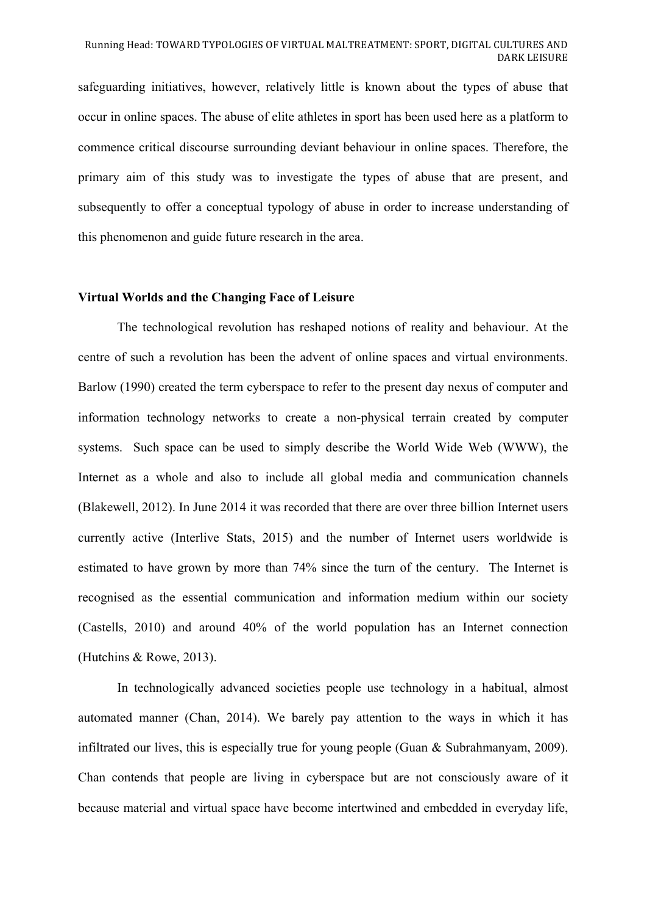safeguarding initiatives, however, relatively little is known about the types of abuse that occur in online spaces. The abuse of elite athletes in sport has been used here as a platform to commence critical discourse surrounding deviant behaviour in online spaces. Therefore, the primary aim of this study was to investigate the types of abuse that are present, and subsequently to offer a conceptual typology of abuse in order to increase understanding of this phenomenon and guide future research in the area.

## Virtual Worlds and the Changing Face of Leisure

The technological revolution has reshaped notions of reality and behaviour. At the centre of such a revolution has been the advent of online spaces and virtual environments. Barlow (1990) created the term cyberspace to refer to the present day nexus of computer and information technology networks to create a non-physical terrain created by computer systems. Such space can be used to simply describe the World Wide Web (WWW), the Internet as a whole and also to include all global media and communication channels (Blakewell, 2012). In June 2014 it was recorded that there are over three billion Internet users currently active (Interlive Stats, 2015) and the number of Internet users worldwide is estimated to have grown by more than 74% since the turn of the century. The Internet is recognised as the essential communication and information medium within our society (Castells, 2010) and around 40% of the world population has an Internet connection (Hutchins & Rowe, 2013).

In technologically advanced societies people use technology in a habitual, almost automated manner (Chan, 2014). We barely pay attention to the ways in which it has infiltrated our lives, this is especially true for young people (Guan & Subrahmanyam, 2009). Chan contends that people are living in cyberspace but are not consciously aware of it because material and virtual space have become intertwined and embedded in everyday life,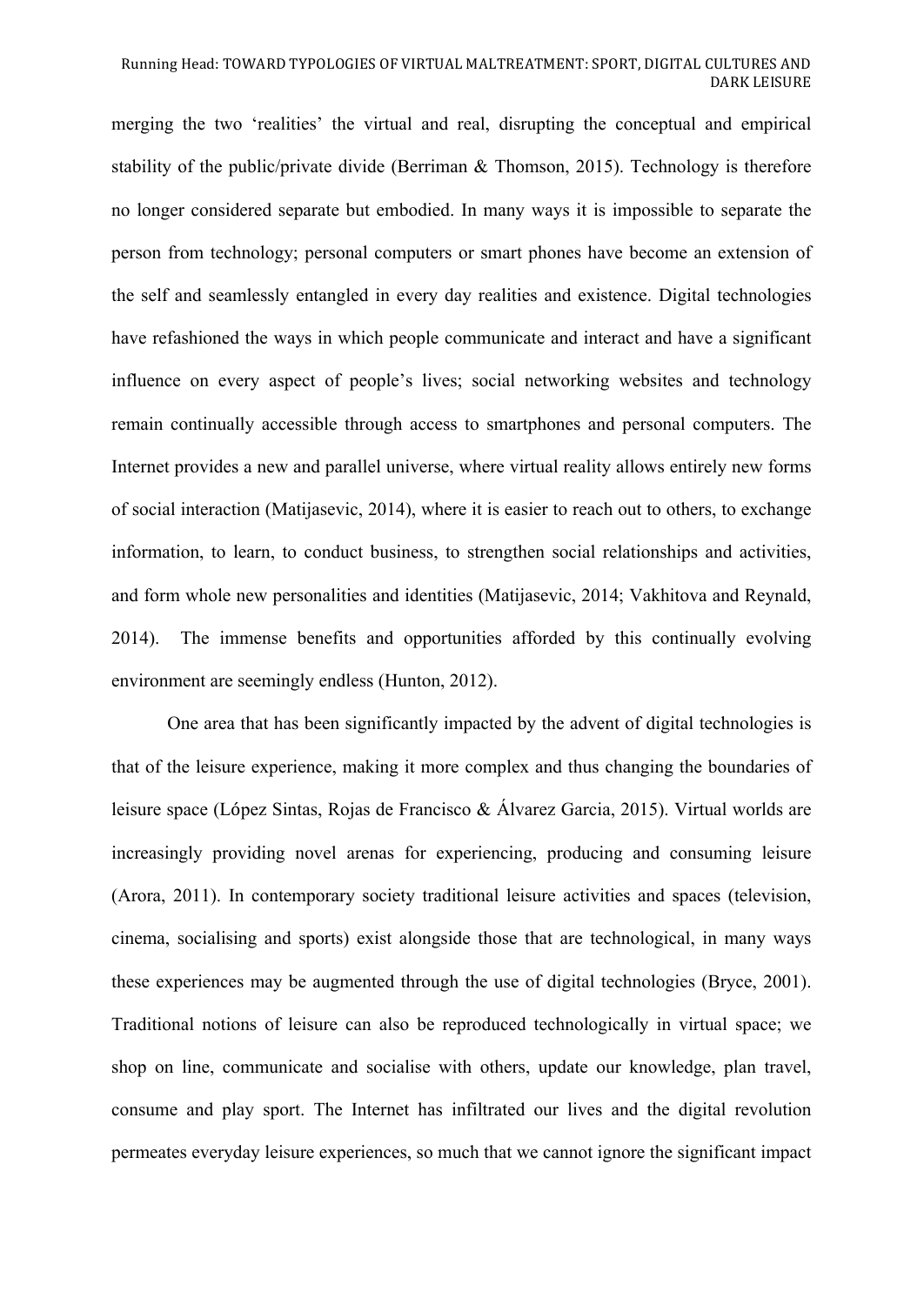merging the two 'realities' the virtual and real, disrupting the conceptual and empirical stability of the public/private divide (Berriman & Thomson, 2015). Technology is therefore no longer considered separate but embodied. In many ways it is impossible to separate the person from technology; personal computers or smart phones have become an extension of the self and seamlessly entangled in every day realities and existence. Digital technologies have refashioned the ways in which people communicate and interact and have a significant influence on every aspect of people's lives; social networking websites and technology remain continually accessible through access to smartphones and personal computers. The Internet provides a new and parallel universe, where virtual reality allows entirely new forms of social interaction (Matijasevic, 2014), where it is easier to reach out to others, to exchange information, to learn, to conduct business, to strengthen social relationships and activities, and form whole new personalities and identities (Matijasevic, 2014; Vakhitova and Reynald, 2014). The immense benefits and opportunities afforded by this continually evolving environment are seemingly endless (Hunton, 2012).

One area that has been significantly impacted by the advent of digital technologies is that of the leisure experience, making it more complex and thus changing the boundaries of leisure space (López Sintas, Rojas de Francisco & Álvarez Garcia, 2015). Virtual worlds are increasingly providing novel arenas for experiencing, producing and consuming leisure (Arora, 2011). In contemporary society traditional leisure activities and spaces (television, cinema, socialising and sports) exist alongside those that are technological, in many ways these experiences may be augmented through the use of digital technologies (Bryce, 2001). Traditional notions of leisure can also be reproduced technologically in virtual space; we shop on line, communicate and socialise with others, update our knowledge, plan travel, consume and play sport. The Internet has infiltrated our lives and the digital revolution permeates everyday leisure experiences, so much that we cannot ignore the significant impact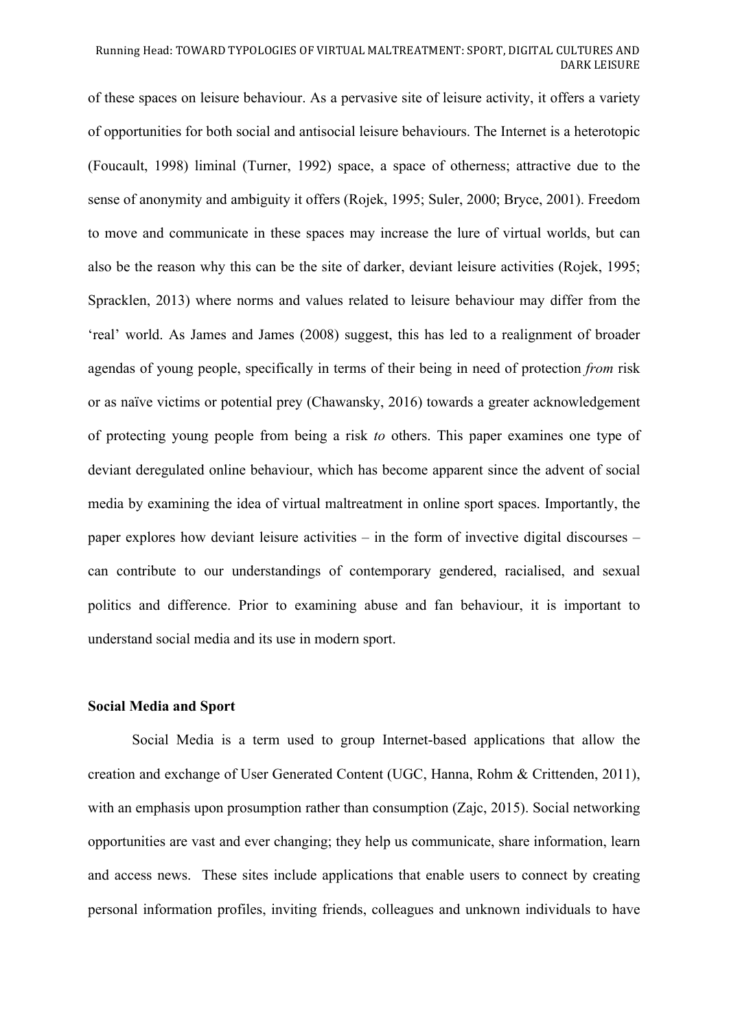of these spaces on leisure behaviour. As a pervasive site of leisure activity, it offers a variety of opportunities for both social and antisocial leisure behaviours. The Internet is a heterotopic (Foucault, 1998) liminal (Turner, 1992) space, a space of otherness; attractive due to the sense of anonymity and ambiguity it offers (Rojek, 1995; Suler, 2000; Bryce, 2001). Freedom to move and communicate in these spaces may increase the lure of virtual worlds, but can also be the reason why this can be the site of darker, deviant leisure activities (Rojek, 1995; Spracklen, 2013) where norms and values related to leisure behaviour may differ from the 'real' world. As James and James (2008) suggest, this has led to a realignment of broader agendas of young people, specifically in terms of their being in need of protection *from* risk or as naïve victims or potential prey (Chawansky, 2016) towards a greater acknowledgement of protecting young people from being a risk *to* others. This paper examines one type of deviant deregulated online behaviour, which has become apparent since the advent of social media by examining the idea of virtual maltreatment in online sport spaces. Importantly, the paper explores how deviant leisure activities – in the form of invective digital discourses – can contribute to our understandings of contemporary gendered, racialised, and sexual politics and difference. Prior to examining abuse and fan behaviour, it is important to understand social media and its use in modern sport.

**Social Media and Sport**

Social Media is a term used to group Internet-based applications that allow the creation and exchange of User Generated Content (UGC, Hanna, Rohm & Crittenden, 2011), with an emphasis upon prosumption rather than consumption (Zajc, 2015). Social networking opportunities are vast and ever changing; they help us communicate, share information, learn and access news. These sites include applications that enable users to connect by creating personal information profiles, inviting friends, colleagues and unknown individuals to have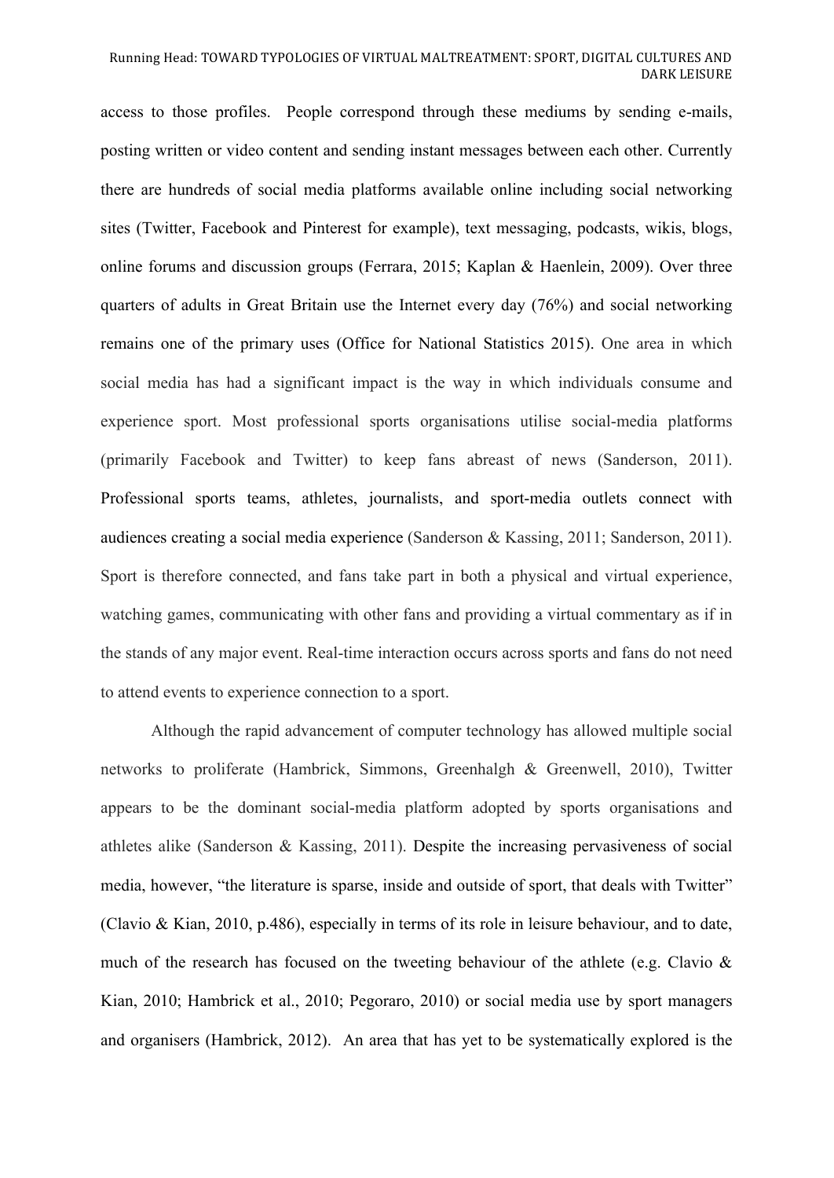access to those profiles. People correspond through these mediums by sending e-mails, posting written or video content and sending instant messages between each other. Currently there are hundreds of social media platforms available online including social networking sites (Twitter, Facebook and Pinterest for example), text messaging, podcasts, wikis, blogs, online forums and discussion groups (Ferrara, 2015; Kaplan & Haenlein, 2009). Over three quarters of adults in Great Britain use the Internet every day (76%) and social networking remains one of the primary uses (Office for National Statistics 2015). One area in which social media has had a significant impact is the way in which individuals consume and experience sport. Most professional sports organisations utilise social-media platforms (primarily Facebook and Twitter) to keep fans abreast of news (Sanderson, 2011). Professional sports teams, athletes, journalists, and sport-media outlets connect with audiences creating a social media experience (Sanderson & Kassing, 2011; Sanderson, 2011). Sport is therefore connected, and fans take part in both a physical and virtual experience, watching games, communicating with other fans and providing a virtual commentary as if in the stands of any major event. Real-time interaction occurs across sports and fans do not need to attend events to experience connection to a sport.

Although the rapid advancement of computer technology has allowed multiple social networks to proliferate (Hambrick, Simmons, Greenhalgh & Greenwell, 2010), Twitter appears to be the dominant social-media platform adopted by sports organisations and athletes alike (Sanderson & Kassing, 2011). Despite the increasing pervasiveness of social media, however, "the literature is sparse, inside and outside of sport, that deals with Twitter" (Clavio & Kian, 2010, p.486), especially in terms of its role in leisure behaviour, and to date, much of the research has focused on the tweeting behaviour of the athlete (e.g. Clavio & Kian, 2010; Hambrick et al., 2010; Pegoraro, 2010) or social media use by sport managers and organisers (Hambrick, 2012). An area that has yet to be systematically explored is the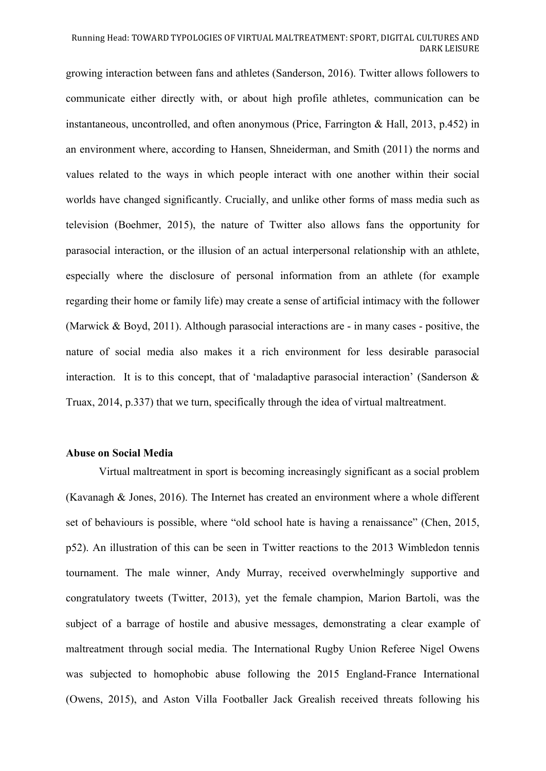growing interaction between fans and athletes (Sanderson, 2016). Twitter allows followers to communicate either directly with, or about high profile athletes, communication can be instantaneous, uncontrolled, and often anonymous (Price, Farrington & Hall, 2013, p.452) in an environment where, according to Hansen, Shneiderman, and Smith (2011) the norms and values related to the ways in which people interact with one another within their social worlds have changed significantly. Crucially, and unlike other forms of mass media such as television (Boehmer, 2015), the nature of Twitter also allows fans the opportunity for parasocial interaction, or the illusion of an actual interpersonal relationship with an athlete, especially where the disclosure of personal information from an athlete (for example regarding their home or family life) may create a sense of artificial intimacy with the follower (Marwick & Boyd, 2011). Although parasocial interactions are - in many cases - positive, the nature of social media also makes it a rich environment for less desirable parasocial interaction. It is to this concept, that of 'maladaptive parasocial interaction' (Sanderson & Truax, 2014, p.337) that we turn, specifically through the idea of virtual maltreatment.

**Abuse on Social Media**

Virtual maltreatment in sport is becoming increasingly significant as a social problem (Kavanagh & Jones, 2016). The Internet has created an environment where a whole different set of behaviours is possible, where "old school hate is having a renaissance" (Chen, 2015, p52). An illustration of this can be seen in Twitter reactions to the 2013 Wimbledon tennis tournament. The male winner, Andy Murray, received overwhelmingly supportive and congratulatory tweets (Twitter, 2013), yet the female champion, Marion Bartoli, was the subject of a barrage of hostile and abusive messages, demonstrating a clear example of maltreatment through social media. The International Rugby Union Referee Nigel Owens was subjected to homophobic abuse following the 2015 England-France International (Owens, 2015), and Aston Villa Footballer Jack Grealish received threats following his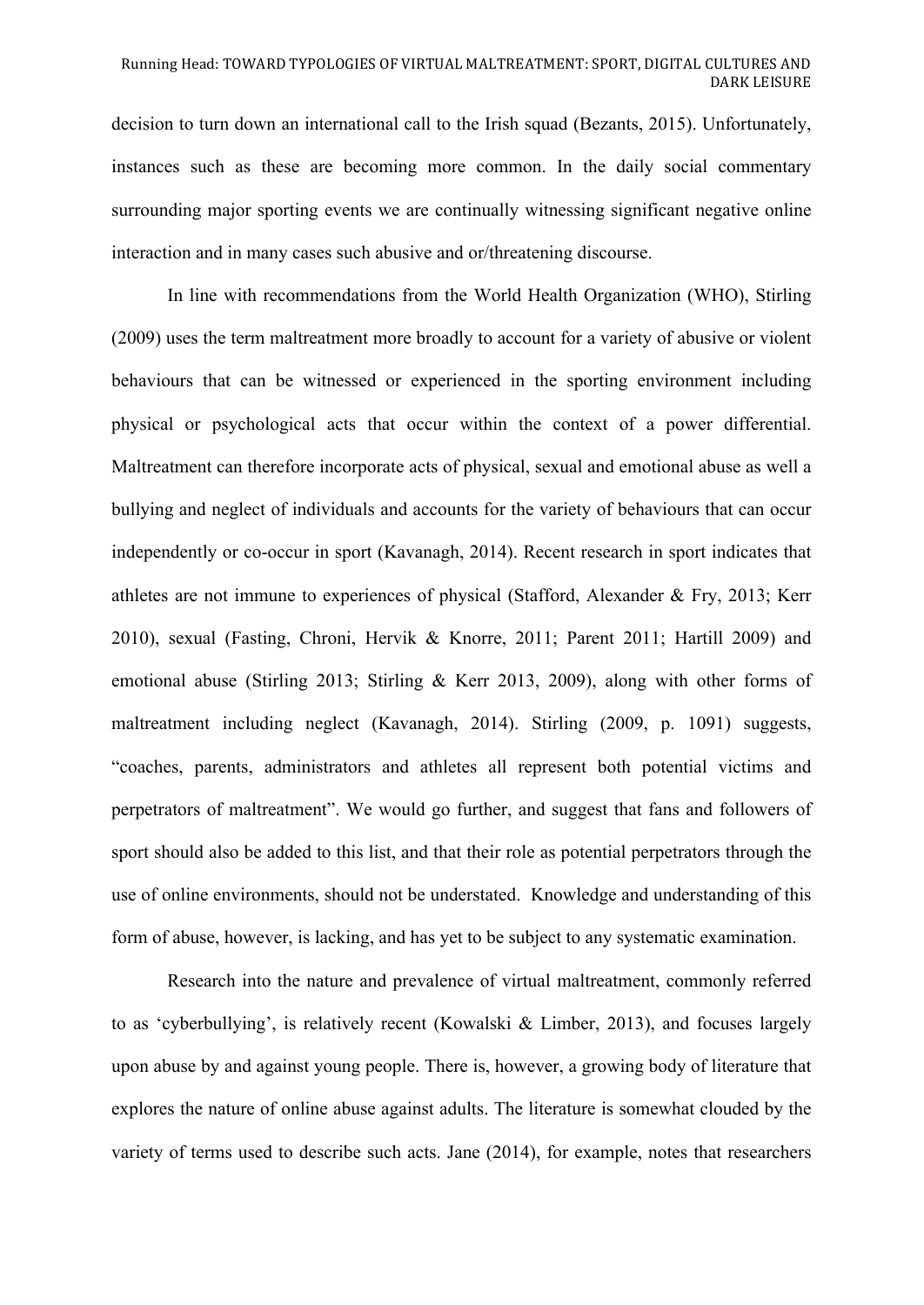decision to turn down an international call to the Irish squad (Bezants, 2015). Unfortunately, instances such as these are becoming more common. In the daily social commentary surrounding major sporting events we are continually witnessing significant negative online interaction and in many cases such abusive and or/threatening discourse.

In line with recommendations from the World Health Organization (WHO), Stirling (2009) uses the term maltreatment more broadly to account for a variety of abusive or violent behaviours that can be witnessed or experienced in the sporting environment including physical or psychological acts that occur within the context of a power differential. Maltreatment can therefore incorporate acts of physical, sexual and emotional abuse as well a bullying and neglect of individuals and accounts for the variety of behaviours that can occur independently or co-occur in sport (Kavanagh, 2014). Recent research in sport indicates that athletes are not immune to experiences of physical (Stafford, Alexander & Fry, 2013; Kerr 2010), sexual (Fasting, Chroni, Hervik & Knorre, 2011; Parent 2011; Hartill 2009) and emotional abuse (Stirling 2013; Stirling & Kerr 2013, 2009), along with other forms of maltreatment including neglect (Kavanagh, 2014). Stirling (2009, p. 1091) suggests, "coaches, parents, administrators and athletes all represent both potential victims and perpetrators of maltreatment". We would go further, and suggest that fans and followers of sport should also be added to this list, and that their role as potential perpetrators through the use of online environments, should not be understated. Knowledge and understanding of this form of abuse, however, is lacking, and has yet to be subject to any systematic examination.

Research into the nature and prevalence of virtual maltreatment, commonly referred to as 'cyberbullying', is relatively recent (Kowalski & Limber, 2013), and focuses largely upon abuse by and against young people. There is, however, a growing body of literature that explores the nature of online abuse against adults. The literature is somewhat clouded by the variety of terms used to describe such acts. Jane (2014), for example, notes that researchers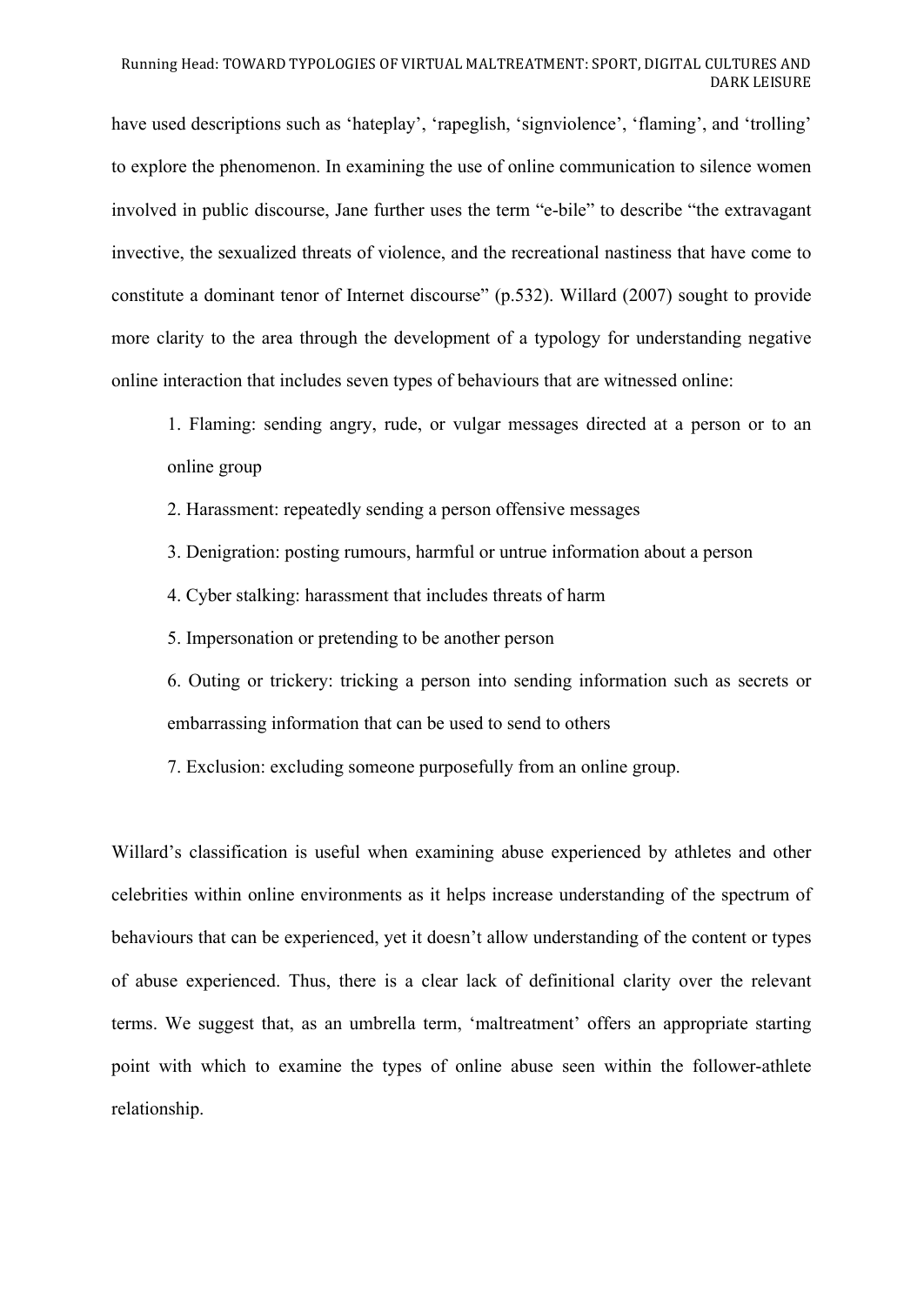have used descriptions such as 'hateplay', 'rapeglish, 'signviolence', 'flaming', and 'trolling' to explore the phenomenon. In examining the use of online communication to silence women involved in public discourse, Jane further uses the term "e-bile" to describe "the extravagant invective, the sexualized threats of violence, and the recreational nastiness that have come to constitute a dominant tenor of Internet discourse" (p.532). Willard (2007) sought to provide more clarity to the area through the development of a typology for understanding negative online interaction that includes seven types of behaviours that are witnessed online:

1. Flaming: sending angry, rude, or vulgar messages directed at a person or to an online group
2. Harassment: repeatedly sending a person offensive messages
3. Denigration: posting rumours, harmful or untrue information about a person
4. Cyber stalking: harassment that includes threats of harm
5. Impersonation or pretending to be another person
6. Outing or trickery: tricking a person into sending information such as secrets or embarrassing information that can be used to send to others
7. Exclusion: excluding someone purposefully from an online group.

Willard's classification is useful when examining abuse experienced by athletes and other celebrities within online environments as it helps increase understanding of the spectrum of behaviours that can be experienced, yet it doesn't allow understanding of the content or types of abuse experienced. Thus, there is a clear lack of definitional clarity over the relevant terms. We suggest that, as an umbrella term, 'maltreatment' offers an appropriate starting point with which to examine the types of online abuse seen within the follower-athlete relationship.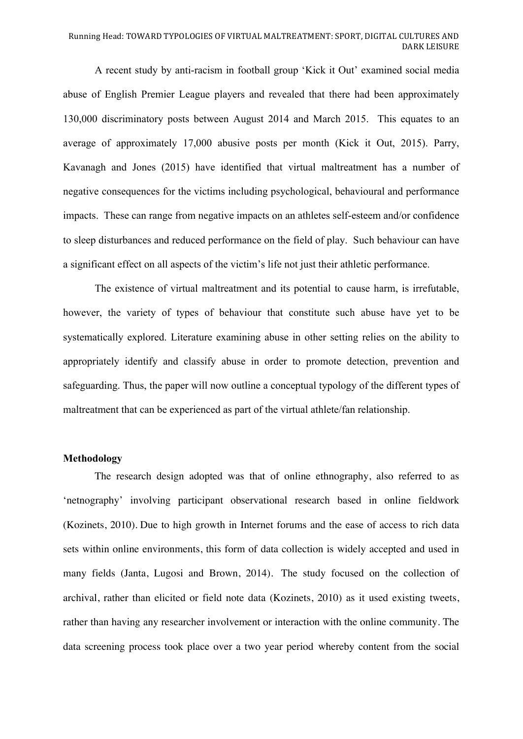A recent study by anti-racism in football group 'Kick it Out' examined social media abuse of English Premier League players and revealed that there had been approximately 130,000 discriminatory posts between August 2014 and March 2015. This equates to an average of approximately 17,000 abusive posts per month (Kick it Out, 2015). Parry, Kavanagh and Jones (2015) have identified that virtual maltreatment has a number of negative consequences for the victims including psychological, behavioural and performance impacts. These can range from negative impacts on an athletes self-esteem and/or confidence to sleep disturbances and reduced performance on the field of play. Such behaviour can have a significant effect on all aspects of the victim's life not just their athletic performance.

The existence of virtual maltreatment and its potential to cause harm, is irrefutable, however, the variety of types of behaviour that constitute such abuse have yet to be systematically explored. Literature examining abuse in other setting relies on the ability to appropriately identify and classify abuse in order to promote detection, prevention and safeguarding. Thus, the paper will now outline a conceptual typology of the different types of maltreatment that can be experienced as part of the virtual athlete/fan relationship.

**Methodology**

The research design adopted was that of online ethnography, also referred to as 'netnography' involving participant observational research based in online fieldwork (Kozinets, 2010). Due to high growth in Internet forums and the ease of access to rich data sets within online environments, this form of data collection is widely accepted and used in many fields (Janta, Lugosi and Brown, 2014). The study focused on the collection of archival, rather than elicited or field note data (Kozinets, 2010) as it used existing tweets, rather than having any researcher involvement or interaction with the online community. The data screening process took place over a two year period whereby content from the social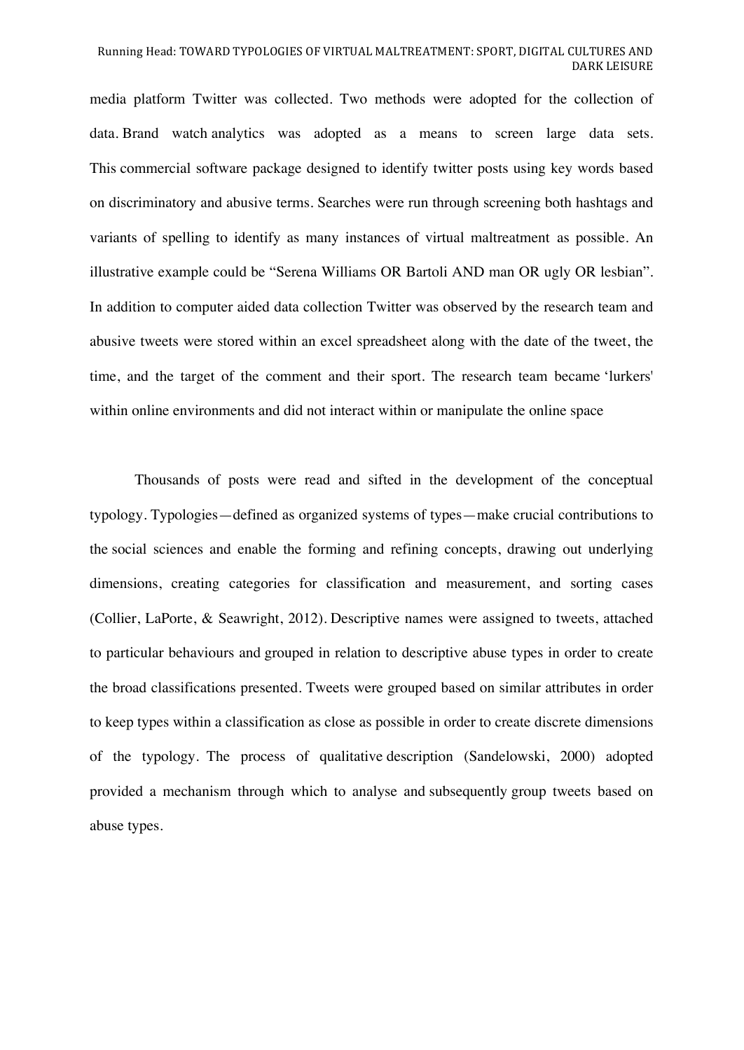media platform Twitter was collected. Two methods were adopted for the collection of data. Brand watch analytics was adopted as a means to screen large data sets. This commercial software package designed to identify twitter posts using key words based on discriminatory and abusive terms. Searches were run through screening both hashtags and variants of spelling to identify as many instances of virtual maltreatment as possible. An illustrative example could be "Serena Williams OR Bartoli AND man OR ugly OR lesbian". In addition to computer aided data collection Twitter was observed by the research team and abusive tweets were stored within an excel spreadsheet along with the date of the tweet, the time, and the target of the comment and their sport. The research team became 'lurkers' within online environments and did not interact within or manipulate the online space

Thousands of posts were read and sifted in the development of the conceptual typology. Typologies—defined as organized systems of types—make crucial contributions to the social sciences and enable the forming and refining concepts, drawing out underlying dimensions, creating categories for classification and measurement, and sorting cases (Collier, LaPorte, & Seawright, 2012). Descriptive names were assigned to tweets, attached to particular behaviours and grouped in relation to descriptive abuse types in order to create the broad classifications presented. Tweets were grouped based on similar attributes in order to keep types within a classification as close as possible in order to create discrete dimensions of the typology. The process of qualitative description (Sandelowski, 2000) adopted provided a mechanism through which to analyse and subsequently group tweets based on abuse types.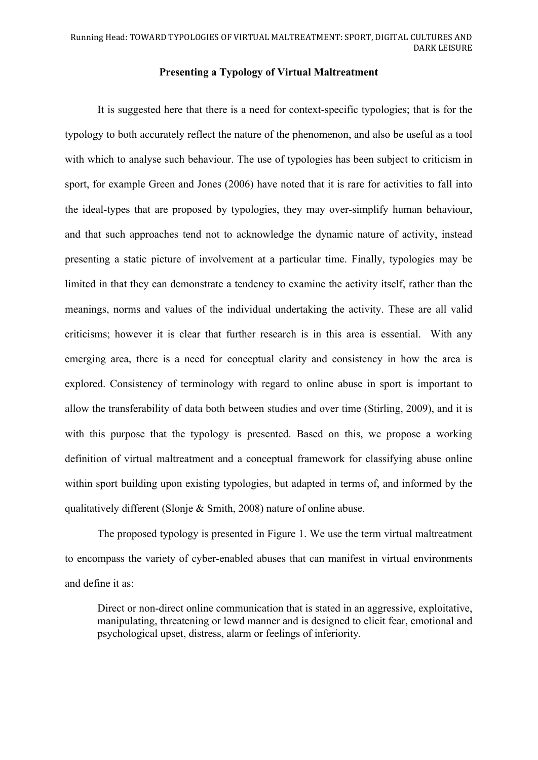**Presenting a Typology of Virtual Maltreatment**

It is suggested here that there is a need for context-specific typologies; that is for the typology to both accurately reflect the nature of the phenomenon, and also be useful as a tool with which to analyse such behaviour. The use of typologies has been subject to criticism in sport, for example Green and Jones (2006) have noted that it is rare for activities to fall into the ideal-types that are proposed by typologies, they may over-simplify human behaviour, and that such approaches tend not to acknowledge the dynamic nature of activity, instead presenting a static picture of involvement at a particular time. Finally, typologies may be limited in that they can demonstrate a tendency to examine the activity itself, rather than the meanings, norms and values of the individual undertaking the activity. These are all valid criticisms; however it is clear that further research is in this area is essential. With any emerging area, there is a need for conceptual clarity and consistency in how the area is explored. Consistency of terminology with regard to online abuse in sport is important to allow the transferability of data both between studies and over time (Stirling, 2009), and it is with this purpose that the typology is presented. Based on this, we propose a working definition of virtual maltreatment and a conceptual framework for classifying abuse online within sport building upon existing typologies, but adapted in terms of, and informed by the qualitatively different (Slonje & Smith, 2008) nature of online abuse.

The proposed typology is presented in Figure 1. We use the term virtual maltreatment to encompass the variety of cyber-enabled abuses that can manifest in virtual environments and define it as:

> Direct or non-direct online communication that is stated in an aggressive, exploitative, manipulating, threatening or lewd manner and is designed to elicit fear, emotional and psychological upset, distress, alarm or feelings of inferiority.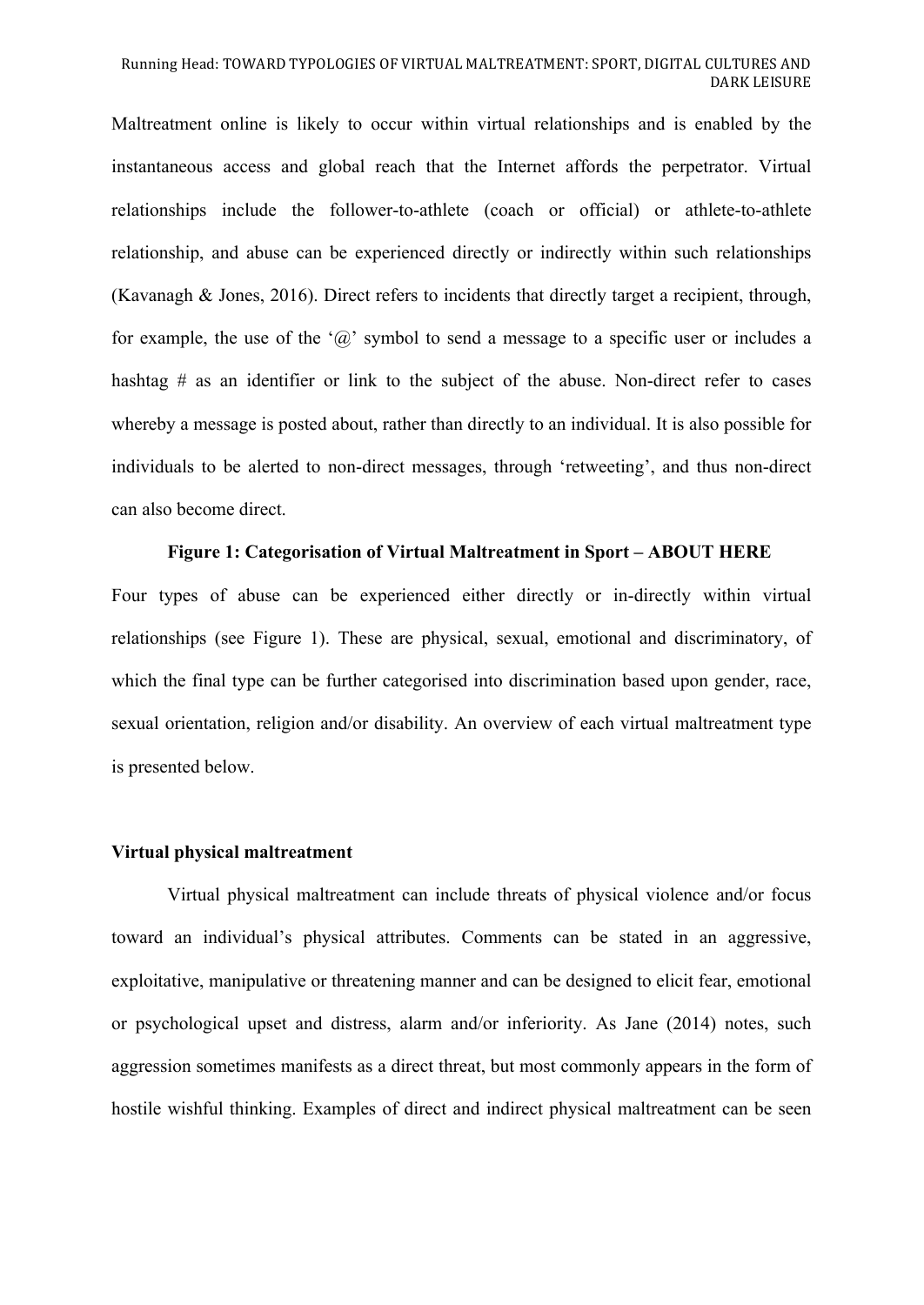Maltreatment online is likely to occur within virtual relationships and is enabled by the instantaneous access and global reach that the Internet affords the perpetrator. Virtual relationships include the follower-to-athlete (coach or official) or athlete-to-athlete relationship, and abuse can be experienced directly or indirectly within such relationships (Kavanagh & Jones, 2016). Direct refers to incidents that directly target a recipient, through, for example, the use of the '@' symbol to send a message to a specific user or includes a hashtag # as an identifier or link to the subject of the abuse. Non-direct refer to cases whereby a message is posted about, rather than directly to an individual. It is also possible for individuals to be alerted to non-direct messages, through 'retweeting', and thus non-direct can also become direct.

**Figure 1: Categorisation of Virtual Maltreatment in Sport – ABOUT HERE**

Four types of abuse can be experienced either directly or in-directly within virtual relationships (see Figure 1). These are physical, sexual, emotional and discriminatory, of which the final type can be further categorised into discrimination based upon gender, race, sexual orientation, religion and/or disability. An overview of each virtual maltreatment type is presented below.

### Virtual physical maltreatment

Virtual physical maltreatment can include threats of physical violence and/or focus toward an individual's physical attributes. Comments can be stated in an aggressive, exploitative, manipulative or threatening manner and can be designed to elicit fear, emotional or psychological upset and distress, alarm and/or inferiority. As Jane (2014) notes, such aggression sometimes manifests as a direct threat, but most commonly appears in the form of hostile wishful thinking. Examples of direct and indirect physical maltreatment can be seen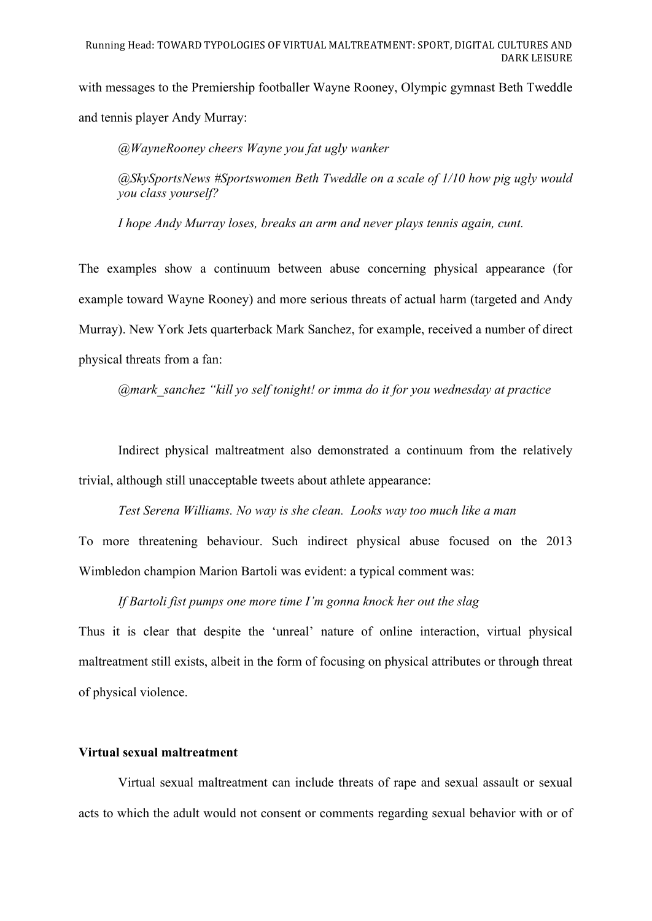with messages to the Premiership footballer Wayne Rooney, Olympic gymnast Beth Tweddle and tennis player Andy Murray:

> *@WayneRooney cheers Wayne you fat ugly wanker*
>
> *@SkySportsNews #Sportswomen Beth Tweddle on a scale of 1/10 how pig ugly would you class yourself?*
>
> *I hope Andy Murray loses, breaks an arm and never plays tennis again, cunt.*

The examples show a continuum between abuse concerning physical appearance (for example toward Wayne Rooney) and more serious threats of actual harm (targeted and Andy Murray). New York Jets quarterback Mark Sanchez, for example, received a number of direct physical threats from a fan:

> *@mark_sanchez "kill yo self tonight! or imma do it for you wednesday at practice*

Indirect physical maltreatment also demonstrated a continuum from the relatively trivial, although still unacceptable tweets about athlete appearance:

> *Test Serena Williams. No way is she clean. Looks way too much like a man*

To more threatening behaviour. Such indirect physical abuse focused on the 2013 Wimbledon champion Marion Bartoli was evident: a typical comment was:

> *If Bartoli fist pumps one more time I'm gonna knock her out the slag*

Thus it is clear that despite the 'unreal' nature of online interaction, virtual physical maltreatment still exists, albeit in the form of focusing on physical attributes or through threat of physical violence.

**Virtual sexual maltreatment**

Virtual sexual maltreatment can include threats of rape and sexual assault or sexual acts to which the adult would not consent or comments regarding sexual behavior with or of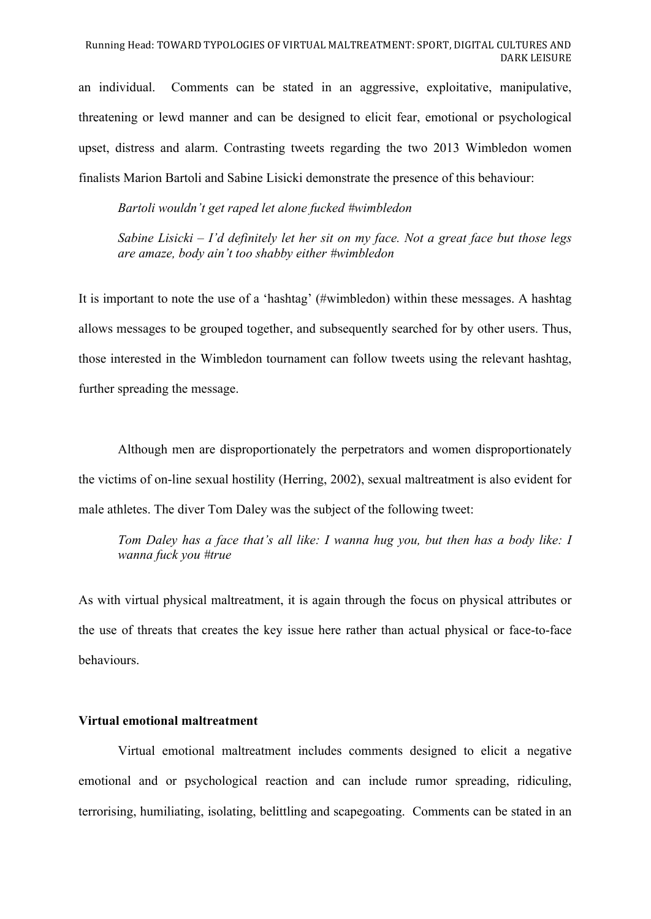an individual. Comments can be stated in an aggressive, exploitative, manipulative, threatening or lewd manner and can be designed to elicit fear, emotional or psychological upset, distress and alarm. Contrasting tweets regarding the two 2013 Wimbledon women finalists Marion Bartoli and Sabine Lisicki demonstrate the presence of this behaviour:

> *Bartoli wouldn't get raped let alone fucked #wimbledon*
>
> *Sabine Lisicki – I'd definitely let her sit on my face. Not a great face but those legs are amaze, body ain't too shabby either #wimbledon*

It is important to note the use of a 'hashtag' (#wimbledon) within these messages. A hashtag allows messages to be grouped together, and subsequently searched for by other users. Thus, those interested in the Wimbledon tournament can follow tweets using the relevant hashtag, further spreading the message.

Although men are disproportionately the perpetrators and women disproportionately the victims of on-line sexual hostility (Herring, 2002), sexual maltreatment is also evident for male athletes. The diver Tom Daley was the subject of the following tweet:

> *Tom Daley has a face that's all like: I wanna hug you, but then has a body like: I wanna fuck you #true*

As with virtual physical maltreatment, it is again through the focus on physical attributes or the use of threats that creates the key issue here rather than actual physical or face-to-face behaviours.

**Virtual emotional maltreatment**

Virtual emotional maltreatment includes comments designed to elicit a negative emotional and or psychological reaction and can include rumor spreading, ridiculing, terrorising, humiliating, isolating, belittling and scapegoating. Comments can be stated in an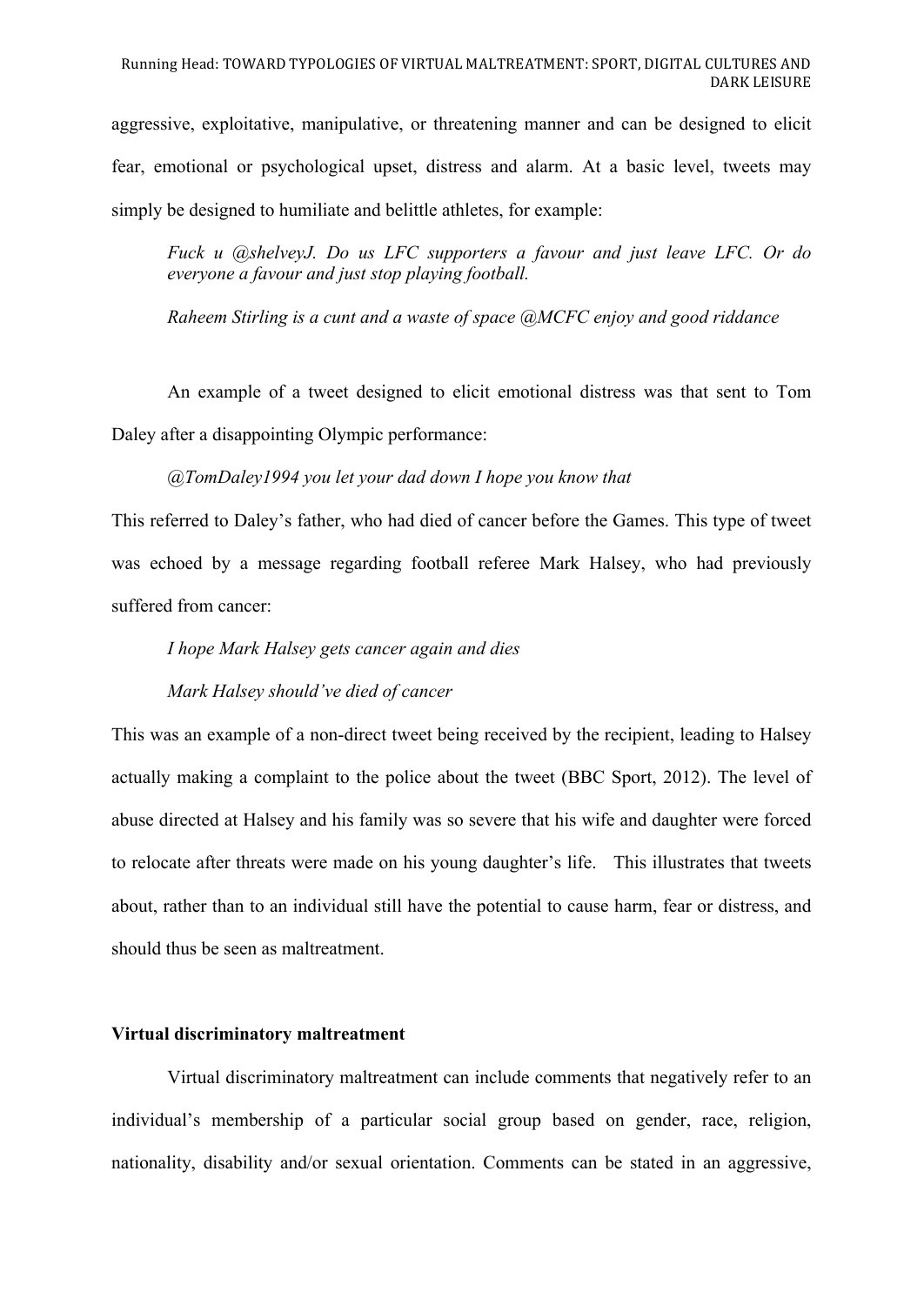aggressive, exploitative, manipulative, or threatening manner and can be designed to elicit fear, emotional or psychological upset, distress and alarm. At a basic level, tweets may simply be designed to humiliate and belittle athletes, for example:

> *Fuck u @shelveyJ. Do us LFC supporters a favour and just leave LFC. Or do everyone a favour and just stop playing football.*
>
> *Raheem Stirling is a cunt and a waste of space @MCFC enjoy and good riddance*

An example of a tweet designed to elicit emotional distress was that sent to Tom Daley after a disappointing Olympic performance:

> *@TomDaley1994 you let your dad down I hope you know that*

This referred to Daley's father, who had died of cancer before the Games. This type of tweet was echoed by a message regarding football referee Mark Halsey, who had previously suffered from cancer:

> *I hope Mark Halsey gets cancer again and dies*
>
> *Mark Halsey should've died of cancer*

This was an example of a non-direct tweet being received by the recipient, leading to Halsey actually making a complaint to the police about the tweet (BBC Sport, 2012). The level of abuse directed at Halsey and his family was so severe that his wife and daughter were forced to relocate after threats were made on his young daughter's life. This illustrates that tweets about, rather than to an individual still have the potential to cause harm, fear or distress, and should thus be seen as maltreatment.

**Virtual discriminatory maltreatment**

Virtual discriminatory maltreatment can include comments that negatively refer to an individual's membership of a particular social group based on gender, race, religion, nationality, disability and/or sexual orientation. Comments can be stated in an aggressive,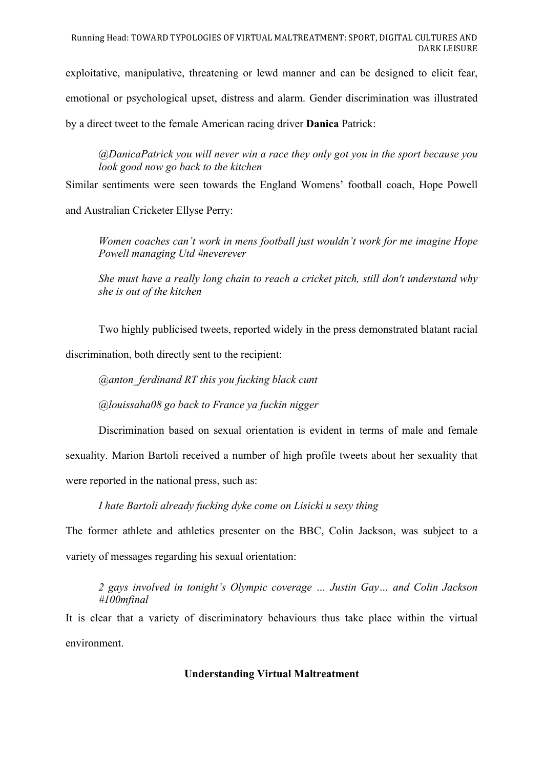exploitative, manipulative, threatening or lewd manner and can be designed to elicit fear, emotional or psychological upset, distress and alarm. Gender discrimination was illustrated by a direct tweet to the female American racing driver **Danica** Patrick:

> *@DanicaPatrick you will never win a race they only got you in the sport because you look good now go back to the kitchen*

Similar sentiments were seen towards the England Womens' football coach, Hope Powell and Australian Cricketer Ellyse Perry:

> *Women coaches can't work in mens football just wouldn't work for me imagine Hope Powell managing Utd #neverever*
>
> *She must have a really long chain to reach a cricket pitch, still don't understand why she is out of the kitchen*

Two highly publicised tweets, reported widely in the press demonstrated blatant racial discrimination, both directly sent to the recipient:

> *@anton_ferdinand RT this you fucking black cunt*
>
> *@louissaha08 go back to France ya fuckin nigger*

Discrimination based on sexual orientation is evident in terms of male and female sexuality. Marion Bartoli received a number of high profile tweets about her sexuality that were reported in the national press, such as:

> *I hate Bartoli already fucking dyke come on Lisicki u sexy thing*

The former athlete and athletics presenter on the BBC, Colin Jackson, was subject to a variety of messages regarding his sexual orientation:

> *2 gays involved in tonight's Olympic coverage … Justin Gay… and Colin Jackson #100mfinal*

It is clear that a variety of discriminatory behaviours thus take place within the virtual environment.

## Understanding Virtual Maltreatment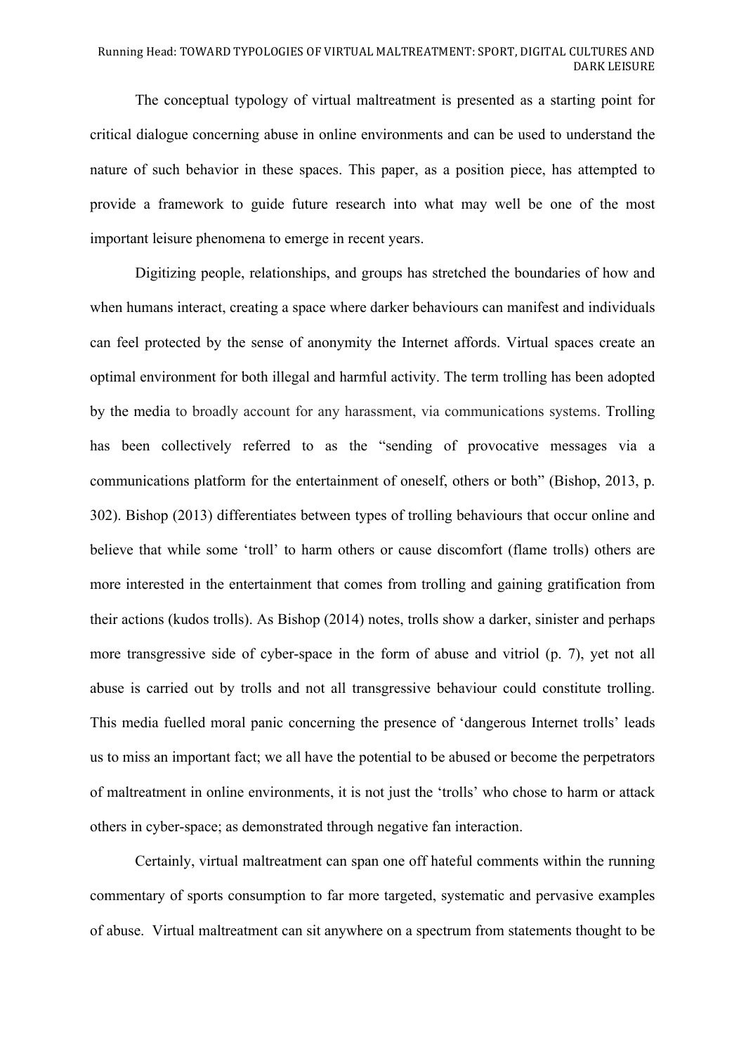The conceptual typology of virtual maltreatment is presented as a starting point for critical dialogue concerning abuse in online environments and can be used to understand the nature of such behavior in these spaces. This paper, as a position piece, has attempted to provide a framework to guide future research into what may well be one of the most important leisure phenomena to emerge in recent years.

Digitizing people, relationships, and groups has stretched the boundaries of how and when humans interact, creating a space where darker behaviours can manifest and individuals can feel protected by the sense of anonymity the Internet affords. Virtual spaces create an optimal environment for both illegal and harmful activity. The term trolling has been adopted by the media to broadly account for any harassment, via communications systems. Trolling has been collectively referred to as the "sending of provocative messages via a communications platform for the entertainment of oneself, others or both" (Bishop, 2013, p. 302). Bishop (2013) differentiates between types of trolling behaviours that occur online and believe that while some 'troll' to harm others or cause discomfort (flame trolls) others are more interested in the entertainment that comes from trolling and gaining gratification from their actions (kudos trolls). As Bishop (2014) notes, trolls show a darker, sinister and perhaps more transgressive side of cyber-space in the form of abuse and vitriol (p. 7), yet not all abuse is carried out by trolls and not all transgressive behaviour could constitute trolling. This media fuelled moral panic concerning the presence of 'dangerous Internet trolls' leads us to miss an important fact; we all have the potential to be abused or become the perpetrators of maltreatment in online environments, it is not just the 'trolls' who chose to harm or attack others in cyber-space; as demonstrated through negative fan interaction.

Certainly, virtual maltreatment can span one off hateful comments within the running commentary of sports consumption to far more targeted, systematic and pervasive examples of abuse. Virtual maltreatment can sit anywhere on a spectrum from statements thought to be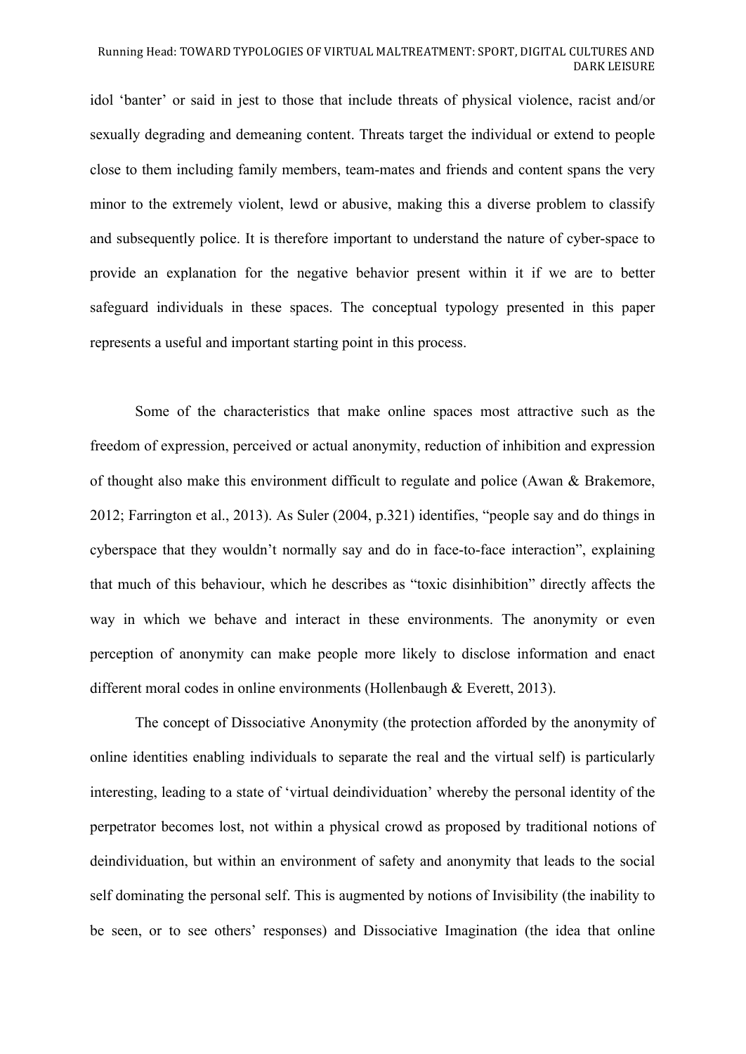idol 'banter' or said in jest to those that include threats of physical violence, racist and/or sexually degrading and demeaning content. Threats target the individual or extend to people close to them including family members, team-mates and friends and content spans the very minor to the extremely violent, lewd or abusive, making this a diverse problem to classify and subsequently police. It is therefore important to understand the nature of cyber-space to provide an explanation for the negative behavior present within it if we are to better safeguard individuals in these spaces. The conceptual typology presented in this paper represents a useful and important starting point in this process.

Some of the characteristics that make online spaces most attractive such as the freedom of expression, perceived or actual anonymity, reduction of inhibition and expression of thought also make this environment difficult to regulate and police (Awan & Brakemore, 2012; Farrington et al., 2013). As Suler (2004, p.321) identifies, "people say and do things in cyberspace that they wouldn't normally say and do in face-to-face interaction", explaining that much of this behaviour, which he describes as "toxic disinhibition" directly affects the way in which we behave and interact in these environments. The anonymity or even perception of anonymity can make people more likely to disclose information and enact different moral codes in online environments (Hollenbaugh & Everett, 2013).

The concept of Dissociative Anonymity (the protection afforded by the anonymity of online identities enabling individuals to separate the real and the virtual self) is particularly interesting, leading to a state of 'virtual deindividuation' whereby the personal identity of the perpetrator becomes lost, not within a physical crowd as proposed by traditional notions of deindividuation, but within an environment of safety and anonymity that leads to the social self dominating the personal self. This is augmented by notions of Invisibility (the inability to be seen, or to see others' responses) and Dissociative Imagination (the idea that online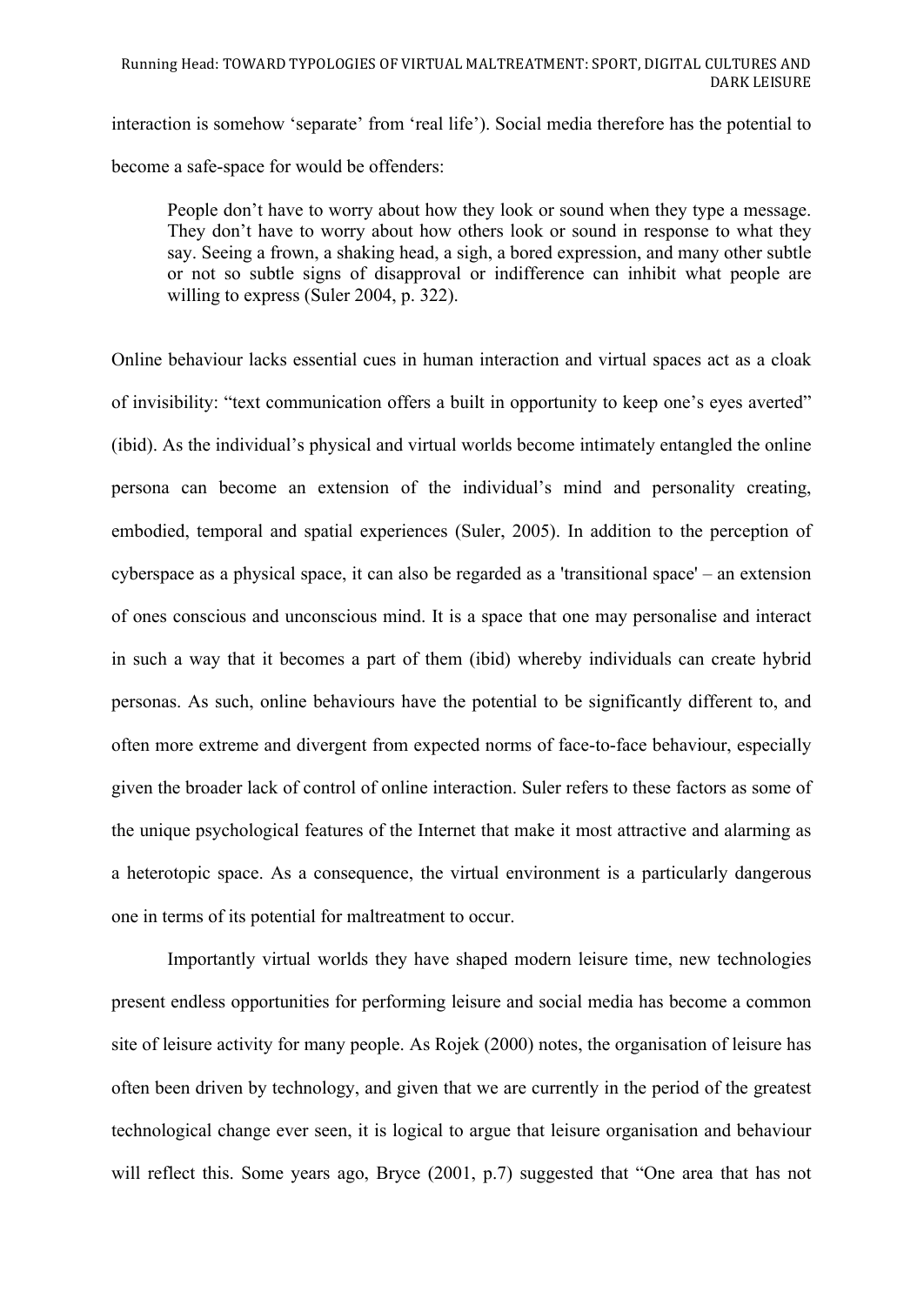interaction is somehow 'separate' from 'real life'). Social media therefore has the potential to become a safe-space for would be offenders:

> People don't have to worry about how they look or sound when they type a message. They don't have to worry about how others look or sound in response to what they say. Seeing a frown, a shaking head, a sigh, a bored expression, and many other subtle or not so subtle signs of disapproval or indifference can inhibit what people are willing to express (Suler 2004, p. 322).

Online behaviour lacks essential cues in human interaction and virtual spaces act as a cloak of invisibility: "text communication offers a built in opportunity to keep one's eyes averted" (ibid). As the individual's physical and virtual worlds become intimately entangled the online persona can become an extension of the individual's mind and personality creating, embodied, temporal and spatial experiences (Suler, 2005). In addition to the perception of cyberspace as a physical space, it can also be regarded as a 'transitional space' – an extension of ones conscious and unconscious mind. It is a space that one may personalise and interact in such a way that it becomes a part of them (ibid) whereby individuals can create hybrid personas. As such, online behaviours have the potential to be significantly different to, and often more extreme and divergent from expected norms of face-to-face behaviour, especially given the broader lack of control of online interaction. Suler refers to these factors as some of the unique psychological features of the Internet that make it most attractive and alarming as a heterotopic space. As a consequence, the virtual environment is a particularly dangerous one in terms of its potential for maltreatment to occur.

Importantly virtual worlds they have shaped modern leisure time, new technologies present endless opportunities for performing leisure and social media has become a common site of leisure activity for many people. As Rojek (2000) notes, the organisation of leisure has often been driven by technology, and given that we are currently in the period of the greatest technological change ever seen, it is logical to argue that leisure organisation and behaviour will reflect this. Some years ago, Bryce (2001, p.7) suggested that "One area that has not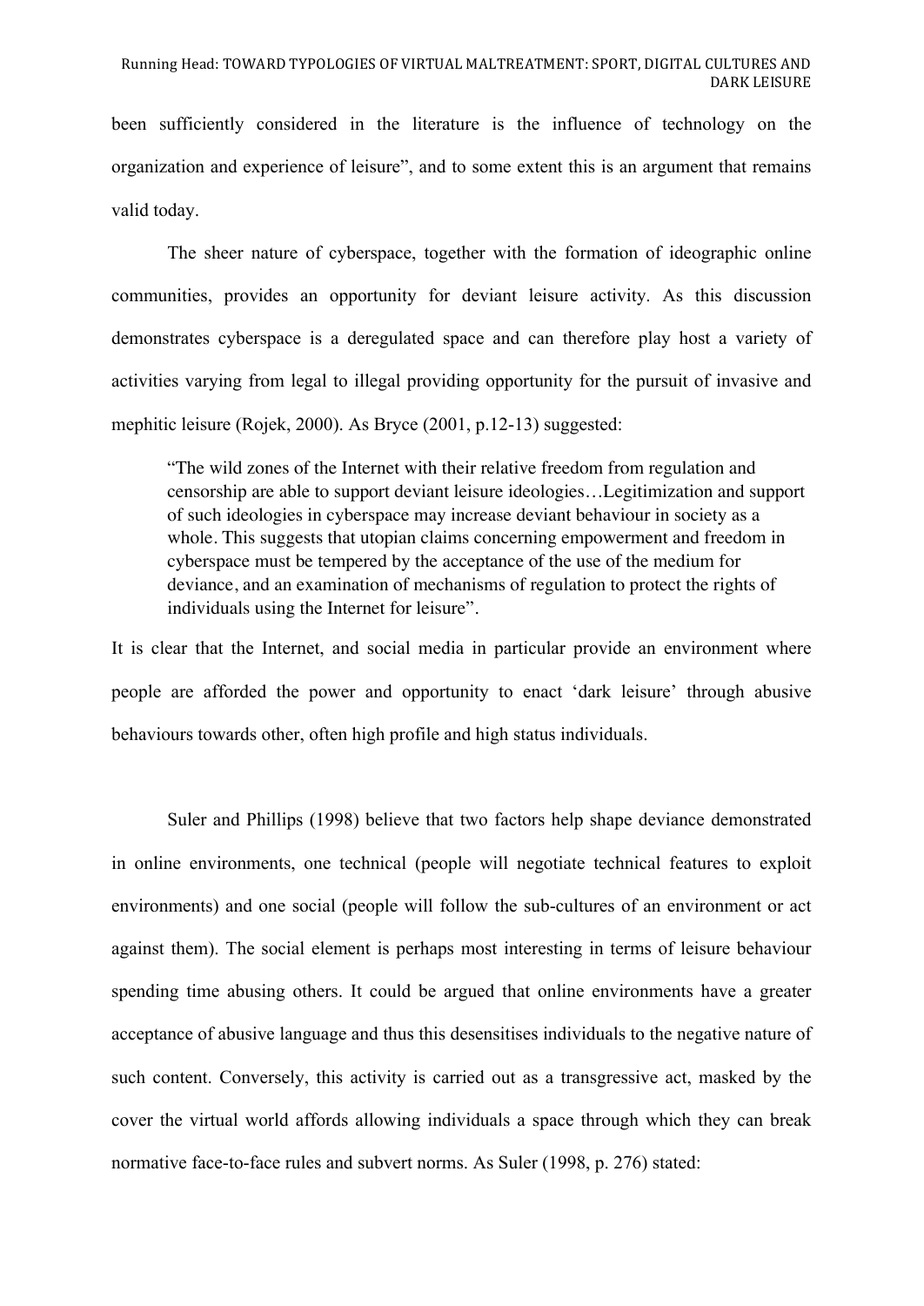been sufficiently considered in the literature is the influence of technology on the organization and experience of leisure", and to some extent this is an argument that remains valid today.

The sheer nature of cyberspace, together with the formation of ideographic online communities, provides an opportunity for deviant leisure activity. As this discussion demonstrates cyberspace is a deregulated space and can therefore play host a variety of activities varying from legal to illegal providing opportunity for the pursuit of invasive and mephitic leisure (Rojek, 2000). As Bryce (2001, p.12-13) suggested:

> "The wild zones of the Internet with their relative freedom from regulation and censorship are able to support deviant leisure ideologies…Legitimization and support of such ideologies in cyberspace may increase deviant behaviour in society as a whole. This suggests that utopian claims concerning empowerment and freedom in cyberspace must be tempered by the acceptance of the use of the medium for deviance, and an examination of mechanisms of regulation to protect the rights of individuals using the Internet for leisure".

It is clear that the Internet, and social media in particular provide an environment where people are afforded the power and opportunity to enact 'dark leisure' through abusive behaviours towards other, often high profile and high status individuals.

Suler and Phillips (1998) believe that two factors help shape deviance demonstrated in online environments, one technical (people will negotiate technical features to exploit environments) and one social (people will follow the sub-cultures of an environment or act against them). The social element is perhaps most interesting in terms of leisure behaviour spending time abusing others. It could be argued that online environments have a greater acceptance of abusive language and thus this desensitises individuals to the negative nature of such content. Conversely, this activity is carried out as a transgressive act, masked by the cover the virtual world affords allowing individuals a space through which they can break normative face-to-face rules and subvert norms. As Suler (1998, p. 276) stated: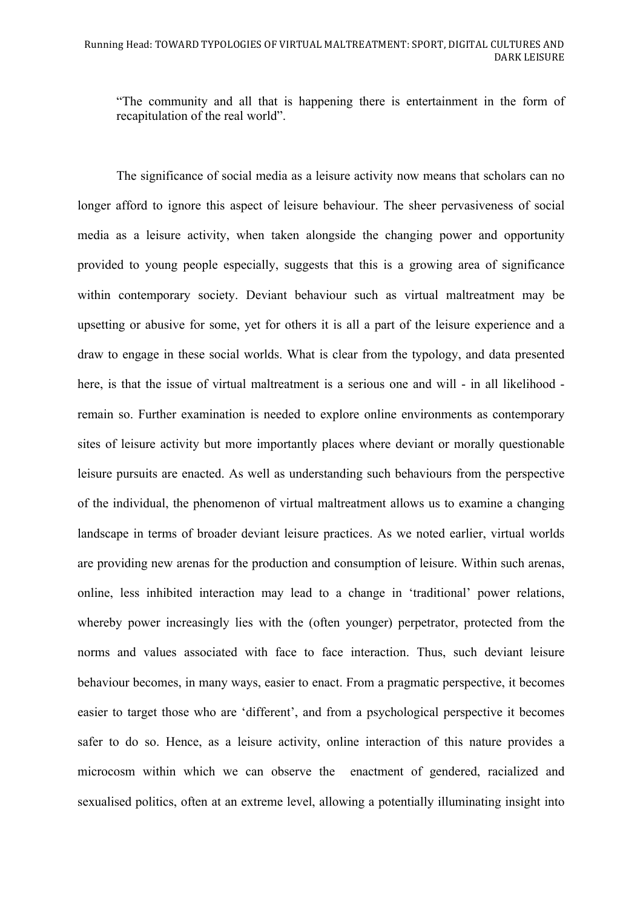> "The community and all that is happening there is entertainment in the form of recapitulation of the real world".

The significance of social media as a leisure activity now means that scholars can no longer afford to ignore this aspect of leisure behaviour. The sheer pervasiveness of social media as a leisure activity, when taken alongside the changing power and opportunity provided to young people especially, suggests that this is a growing area of significance within contemporary society. Deviant behaviour such as virtual maltreatment may be upsetting or abusive for some, yet for others it is all a part of the leisure experience and a draw to engage in these social worlds. What is clear from the typology, and data presented here, is that the issue of virtual maltreatment is a serious one and will - in all likelihood - remain so. Further examination is needed to explore online environments as contemporary sites of leisure activity but more importantly places where deviant or morally questionable leisure pursuits are enacted. As well as understanding such behaviours from the perspective of the individual, the phenomenon of virtual maltreatment allows us to examine a changing landscape in terms of broader deviant leisure practices. As we noted earlier, virtual worlds are providing new arenas for the production and consumption of leisure. Within such arenas, online, less inhibited interaction may lead to a change in 'traditional' power relations, whereby power increasingly lies with the (often younger) perpetrator, protected from the norms and values associated with face to face interaction. Thus, such deviant leisure behaviour becomes, in many ways, easier to enact. From a pragmatic perspective, it becomes easier to target those who are 'different', and from a psychological perspective it becomes safer to do so. Hence, as a leisure activity, online interaction of this nature provides a microcosm within which we can observe the enactment of gendered, racialized and sexualised politics, often at an extreme level, allowing a potentially illuminating insight into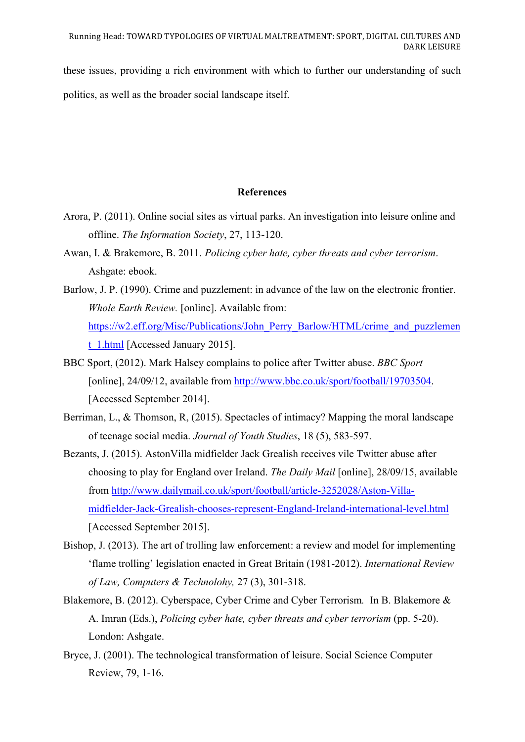these issues, providing a rich environment with which to further our understanding of such politics, as well as the broader social landscape itself.

## References

Arora, P. (2011). Online social sites as virtual parks. An investigation into leisure online and offline. *The Information Society*, 27, 113-120.

Awan, I. & Brakemore, B. 2011. *Policing cyber hate, cyber threats and cyber terrorism*. Ashgate: ebook.

Barlow, J. P. (1990). Crime and puzzlement: in advance of the law on the electronic frontier. *Whole Earth Review.* [online]. Available from: https://w2.eff.org/Misc/Publications/John_Perry_Barlow/HTML/crime_and_puzzlement_1.html [Accessed January 2015].

BBC Sport, (2012). Mark Halsey complains to police after Twitter abuse. *BBC Sport* [online], 24/09/12, available from http://www.bbc.co.uk/sport/football/19703504. [Accessed September 2014].

Berriman, L., & Thomson, R, (2015). Spectacles of intimacy? Mapping the moral landscape of teenage social media. *Journal of Youth Studies*, 18 (5), 583-597.

Bezants, J. (2015). AstonVilla midfielder Jack Grealish receives vile Twitter abuse after choosing to play for England over Ireland. *The Daily Mail* [online], 28/09/15, available from http://www.dailymail.co.uk/sport/football/article-3252028/Aston-Villa-midfielder-Jack-Grealish-chooses-represent-England-Ireland-international-level.html [Accessed September 2015].

Bishop, J. (2013). The art of trolling law enforcement: a review and model for implementing 'flame trolling' legislation enacted in Great Britain (1981-2012). *International Review of Law, Computers & Technolohy,* 27 (3), 301-318.

Blakemore, B. (2012). Cyberspace, Cyber Crime and Cyber Terrorism. In B. Blakemore & A. Imran (Eds.), *Policing cyber hate, cyber threats and cyber terrorism* (pp. 5-20). London: Ashgate.

Bryce, J. (2001). The technological transformation of leisure. Social Science Computer Review, 79, 1-16.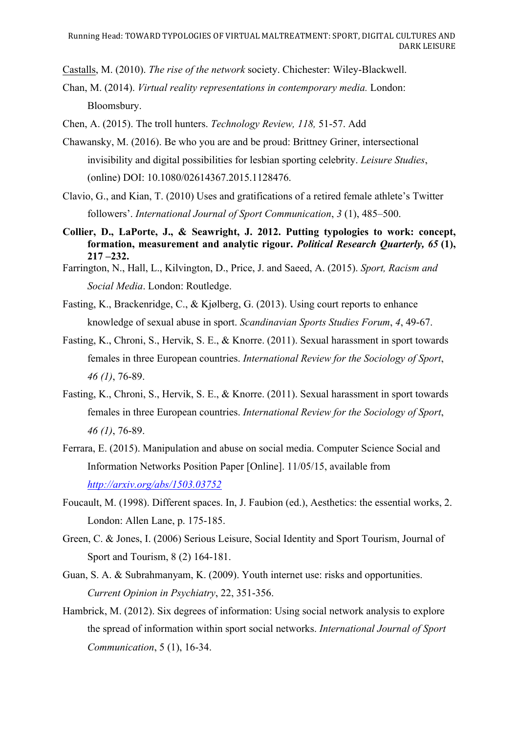Castalls, M. (2010). *The rise of the network* society. Chichester: Wiley-Blackwell.

Chan, M. (2014). *Virtual reality representations in contemporary media.* London: Bloomsbury.

Chen, A. (2015). The troll hunters. *Technology Review, 118,* 51-57. Add

Chawansky, M. (2016). Be who you are and be proud: Brittney Griner, intersectional invisibility and digital possibilities for lesbian sporting celebrity. *Leisure Studies*, (online) DOI: 10.1080/02614367.2015.1128476.

Clavio, G., and Kian, T. (2010) Uses and gratifications of a retired female athlete's Twitter followers'. *International Journal of Sport Communication*, *3* (1), 485–500.

**Collier, D., LaPorte, J., & Seawright, J. 2012. Putting typologies to work: concept, formation, measurement and analytic rigour. *Political Research Quarterly, 65* (1), 217 –232.**

Farrington, N., Hall, L., Kilvington, D., Price, J. and Saeed, A. (2015). *Sport, Racism and Social Media*. London: Routledge.

Fasting, K., Brackenridge, C., & Kjølberg, G. (2013). Using court reports to enhance knowledge of sexual abuse in sport. *Scandinavian Sports Studies Forum*, *4*, 49-67.

Fasting, K., Chroni, S., Hervik, S. E., & Knorre. (2011). Sexual harassment in sport towards females in three European countries. *International Review for the Sociology of Sport*, *46 (1)*, 76-89.

Fasting, K., Chroni, S., Hervik, S. E., & Knorre. (2011). Sexual harassment in sport towards females in three European countries. *International Review for the Sociology of Sport*, *46 (1)*, 76-89.

Ferrara, E. (2015). Manipulation and abuse on social media. Computer Science Social and Information Networks Position Paper [Online]. 11/05/15, available from *http://arxiv.org/abs/1503.03752*

Foucault, M. (1998). Different spaces. In, J. Faubion (ed.), Aesthetics: the essential works, 2. London: Allen Lane, p. 175-185.

Green, C. & Jones, I. (2006) Serious Leisure, Social Identity and Sport Tourism, Journal of Sport and Tourism, 8 (2) 164-181.

Guan, S. A. & Subrahmanyam, K. (2009). Youth internet use: risks and opportunities. *Current Opinion in Psychiatry*, 22, 351-356.

Hambrick, M. (2012). Six degrees of information: Using social network analysis to explore the spread of information within sport social networks. *International Journal of Sport Communication*, 5 (1), 16-34.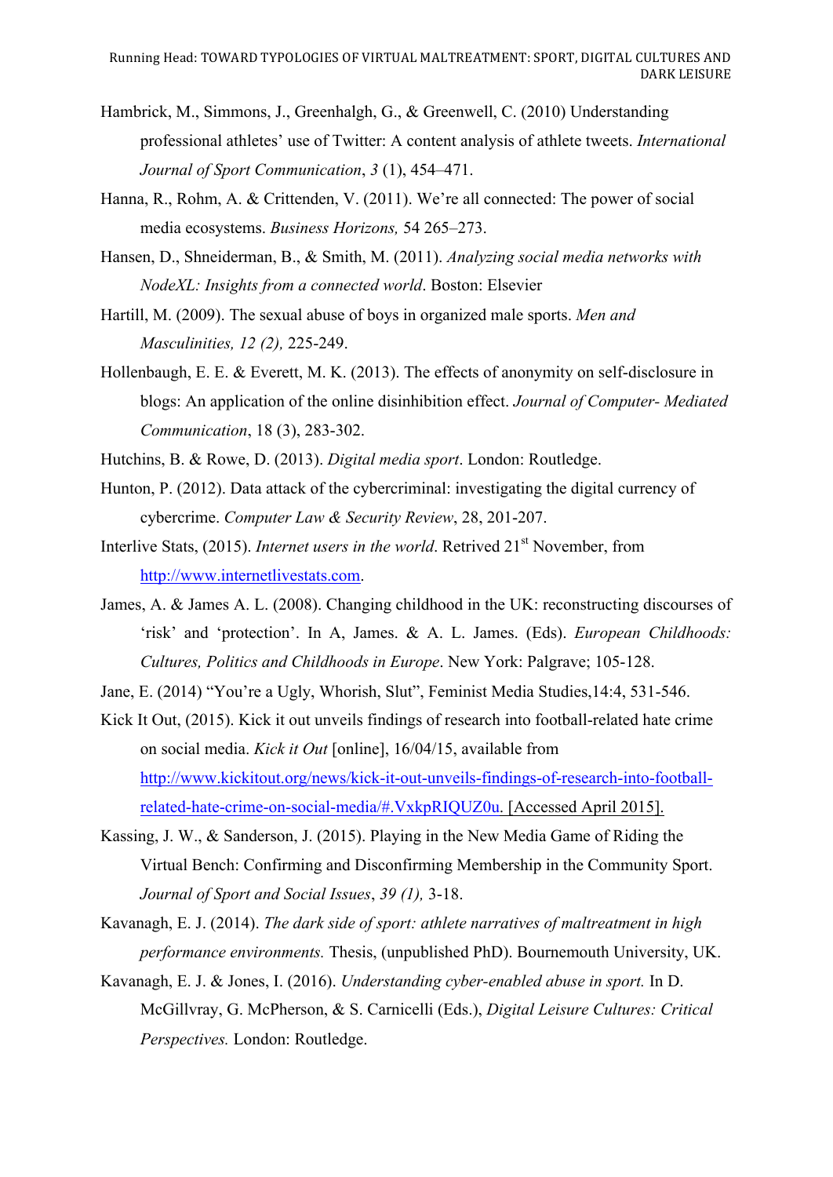Hambrick, M., Simmons, J., Greenhalgh, G., & Greenwell, C. (2010) Understanding professional athletes' use of Twitter: A content analysis of athlete tweets. *International Journal of Sport Communication*, *3* (1), 454–471.

Hanna, R., Rohm, A. & Crittenden, V. (2011). We're all connected: The power of social media ecosystems. *Business Horizons,* 54 265–273.

Hansen, D., Shneiderman, B., & Smith, M. (2011). *Analyzing social media networks with NodeXL: Insights from a connected world*. Boston: Elsevier

Hartill, M. (2009). The sexual abuse of boys in organized male sports. *Men and Masculinities, 12 (2),* 225-249.

Hollenbaugh, E. E. & Everett, M. K. (2013). The effects of anonymity on self-disclosure in blogs: An application of the online disinhibition effect. *Journal of Computer- Mediated Communication*, 18 (3), 283-302.

Hutchins, B. & Rowe, D. (2013). *Digital media sport*. London: Routledge.

Hunton, P. (2012). Data attack of the cybercriminal: investigating the digital currency of cybercrime. *Computer Law & Security Review*, 28, 201-207.

Interlive Stats, (2015). *Internet users in the world*. Retrived 21st November, from http://www.internetlivestats.com.

James, A. & James A. L. (2008). Changing childhood in the UK: reconstructing discourses of 'risk' and 'protection'. In A, James. & A. L. James. (Eds). *European Childhoods: Cultures, Politics and Childhoods in Europe*. New York: Palgrave; 105-128.

Jane, E. (2014) "You're a Ugly, Whorish, Slut", Feminist Media Studies,14:4, 531-546.

Kick It Out, (2015). Kick it out unveils findings of research into football-related hate crime on social media. *Kick it Out* [online], 16/04/15, available from http://www.kickitout.org/news/kick-it-out-unveils-findings-of-research-into-football-related-hate-crime-on-social-media/#.VxkpRIQUZ0u. [Accessed April 2015].

Kassing, J. W., & Sanderson, J. (2015). Playing in the New Media Game of Riding the Virtual Bench: Confirming and Disconfirming Membership in the Community Sport. *Journal of Sport and Social Issues*, *39 (1),* 3-18.

Kavanagh, E. J. (2014). *The dark side of sport: athlete narratives of maltreatment in high performance environments.* Thesis, (unpublished PhD). Bournemouth University, UK.

Kavanagh, E. J. & Jones, I. (2016). *Understanding cyber-enabled abuse in sport.* In D. McGillvray, G. McPherson, & S. Carnicelli (Eds.), *Digital Leisure Cultures: Critical Perspectives.* London: Routledge.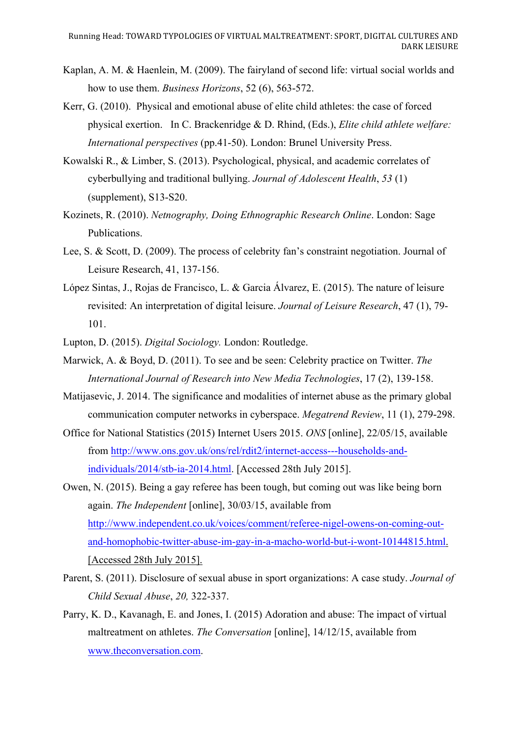Kaplan, A. M. & Haenlein, M. (2009). The fairyland of second life: virtual social worlds and how to use them. *Business Horizons*, 52 (6), 563-572.

Kerr, G. (2010). Physical and emotional abuse of elite child athletes: the case of forced physical exertion. In C. Brackenridge & D. Rhind, (Eds.), *Elite child athlete welfare: International perspectives* (pp.41-50). London: Brunel University Press.

Kowalski R., & Limber, S. (2013). Psychological, physical, and academic correlates of cyberbullying and traditional bullying. *Journal of Adolescent Health*, *53* (1) (supplement), S13-S20.

Kozinets, R. (2010). *Netnography, Doing Ethnographic Research Online*. London: Sage Publications.

Lee, S. & Scott, D. (2009). The process of celebrity fan's constraint negotiation. Journal of Leisure Research, 41, 137-156.

López Sintas, J., Rojas de Francisco, L. & Garcia Álvarez, E. (2015). The nature of leisure revisited: An interpretation of digital leisure. *Journal of Leisure Research*, 47 (1), 79-101.

Lupton, D. (2015). *Digital Sociology.* London: Routledge.

Marwick, A. & Boyd, D. (2011). To see and be seen: Celebrity practice on Twitter. *The International Journal of Research into New Media Technologies*, 17 (2), 139-158.

Matijasevic, J. 2014. The significance and modalities of internet abuse as the primary global communication computer networks in cyberspace. *Megatrend Review*, 11 (1), 279-298.

Office for National Statistics (2015) Internet Users 2015. *ONS* [online], 22/05/15, available from http://www.ons.gov.uk/ons/rel/rdit2/internet-access---households-and-individuals/2014/stb-ia-2014.html. [Accessed 28th July 2015].

Owen, N. (2015). Being a gay referee has been tough, but coming out was like being born again. *The Independent* [online], 30/03/15, available from http://www.independent.co.uk/voices/comment/referee-nigel-owens-on-coming-out-and-homophobic-twitter-abuse-im-gay-in-a-macho-world-but-i-wont-10144815.html. [Accessed 28th July 2015].

Parent, S. (2011). Disclosure of sexual abuse in sport organizations: A case study. *Journal of Child Sexual Abuse*, *20,* 322-337.

Parry, K. D., Kavanagh, E. and Jones, I. (2015) Adoration and abuse: The impact of virtual maltreatment on athletes. *The Conversation* [online], 14/12/15, available from www.theconversation.com.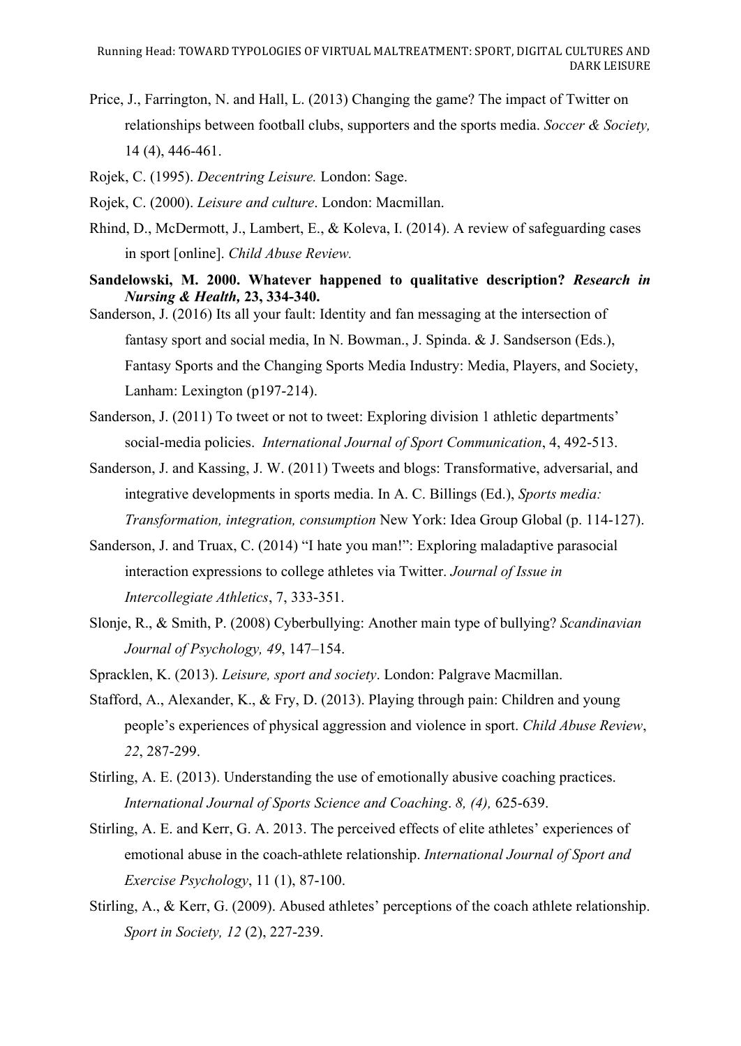Price, J., Farrington, N. and Hall, L. (2013) Changing the game? The impact of Twitter on relationships between football clubs, supporters and the sports media. *Soccer & Society,* 14 (4), 446-461.

Rojek, C. (1995). *Decentring Leisure.* London: Sage.

Rojek, C. (2000). *Leisure and culture*. London: Macmillan.

Rhind, D., McDermott, J., Lambert, E., & Koleva, I. (2014). A review of safeguarding cases in sport [online]. *Child Abuse Review.*

**Sandelowski, M. 2000. Whatever happened to qualitative description? *Research in Nursing & Health,* 23, 334-340.**

Sanderson, J. (2016) Its all your fault: Identity and fan messaging at the intersection of fantasy sport and social media, In N. Bowman., J. Spinda. & J. Sandserson (Eds.), Fantasy Sports and the Changing Sports Media Industry: Media, Players, and Society, Lanham: Lexington (p197-214).

Sanderson, J. (2011) To tweet or not to tweet: Exploring division 1 athletic departments' social-media policies. *International Journal of Sport Communication*, 4, 492-513.

Sanderson, J. and Kassing, J. W. (2011) Tweets and blogs: Transformative, adversarial, and integrative developments in sports media. In A. C. Billings (Ed.), *Sports media: Transformation, integration, consumption* New York: Idea Group Global (p. 114-127).

Sanderson, J. and Truax, C. (2014) "I hate you man!": Exploring maladaptive parasocial interaction expressions to college athletes via Twitter. *Journal of Issue in Intercollegiate Athletics*, 7, 333-351.

Slonje, R., & Smith, P. (2008) Cyberbullying: Another main type of bullying? *Scandinavian Journal of Psychology, 49*, 147–154.

Spracklen, K. (2013). *Leisure, sport and society*. London: Palgrave Macmillan.

Stafford, A., Alexander, K., & Fry, D. (2013). Playing through pain: Children and young people's experiences of physical aggression and violence in sport. *Child Abuse Review*, *22*, 287-299.

Stirling, A. E. (2013). Understanding the use of emotionally abusive coaching practices. *International Journal of Sports Science and Coaching*. *8, (4),* 625-639.

Stirling, A. E. and Kerr, G. A. 2013. The perceived effects of elite athletes' experiences of emotional abuse in the coach-athlete relationship. *International Journal of Sport and Exercise Psychology*, 11 (1), 87-100.

Stirling, A., & Kerr, G. (2009). Abused athletes' perceptions of the coach athlete relationship. *Sport in Society, 12* (2), 227-239.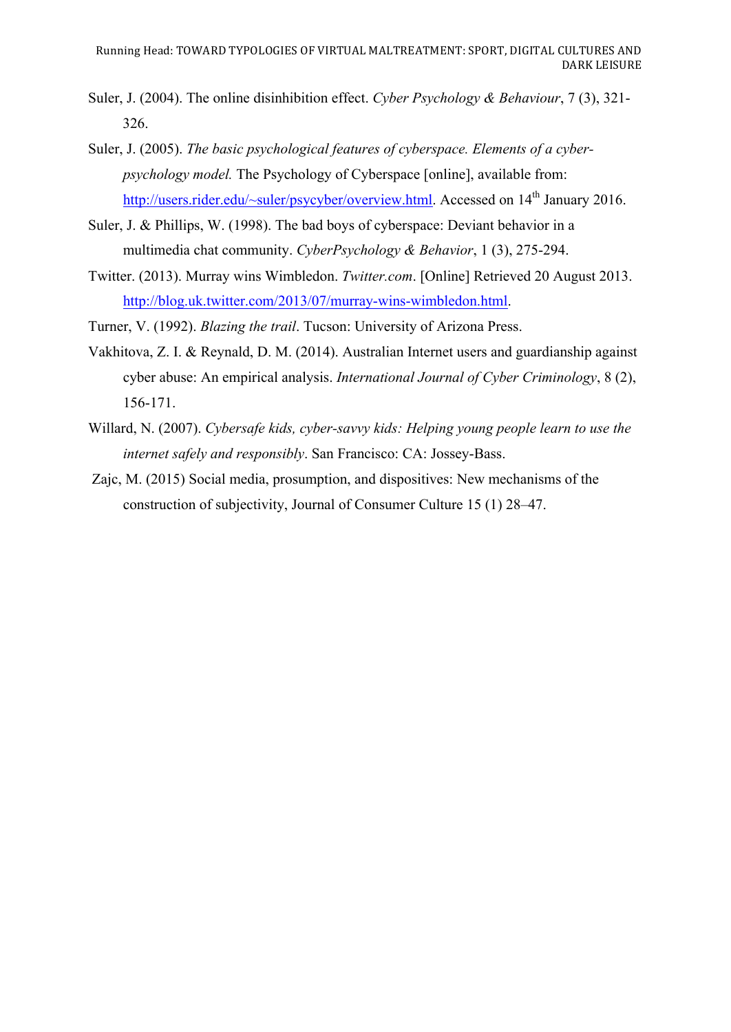Suler, J. (2004). The online disinhibition effect. *Cyber Psychology & Behaviour*, 7 (3), 321-326.

Suler, J. (2005). *The basic psychological features of cyberspace. Elements of a cyber-psychology model.* The Psychology of Cyberspace [online], available from: http://users.rider.edu/~suler/psycyber/overview.html. Accessed on 14th January 2016.

Suler, J. & Phillips, W. (1998). The bad boys of cyberspace: Deviant behavior in a multimedia chat community. *CyberPsychology & Behavior*, 1 (3), 275-294.

Twitter. (2013). Murray wins Wimbledon. *Twitter.com*. [Online] Retrieved 20 August 2013. http://blog.uk.twitter.com/2013/07/murray-wins-wimbledon.html.

Turner, V. (1992). *Blazing the trail*. Tucson: University of Arizona Press.

Vakhitova, Z. I. & Reynald, D. M. (2014). Australian Internet users and guardianship against cyber abuse: An empirical analysis. *International Journal of Cyber Criminology*, 8 (2), 156-171.

Willard, N. (2007). *Cybersafe kids, cyber-savvy kids: Helping young people learn to use the internet safely and responsibly*. San Francisco: CA: Jossey-Bass.

Zajc, M. (2015) Social media, prosumption, and dispositives: New mechanisms of the construction of subjectivity, Journal of Consumer Culture 15 (1) 28–47.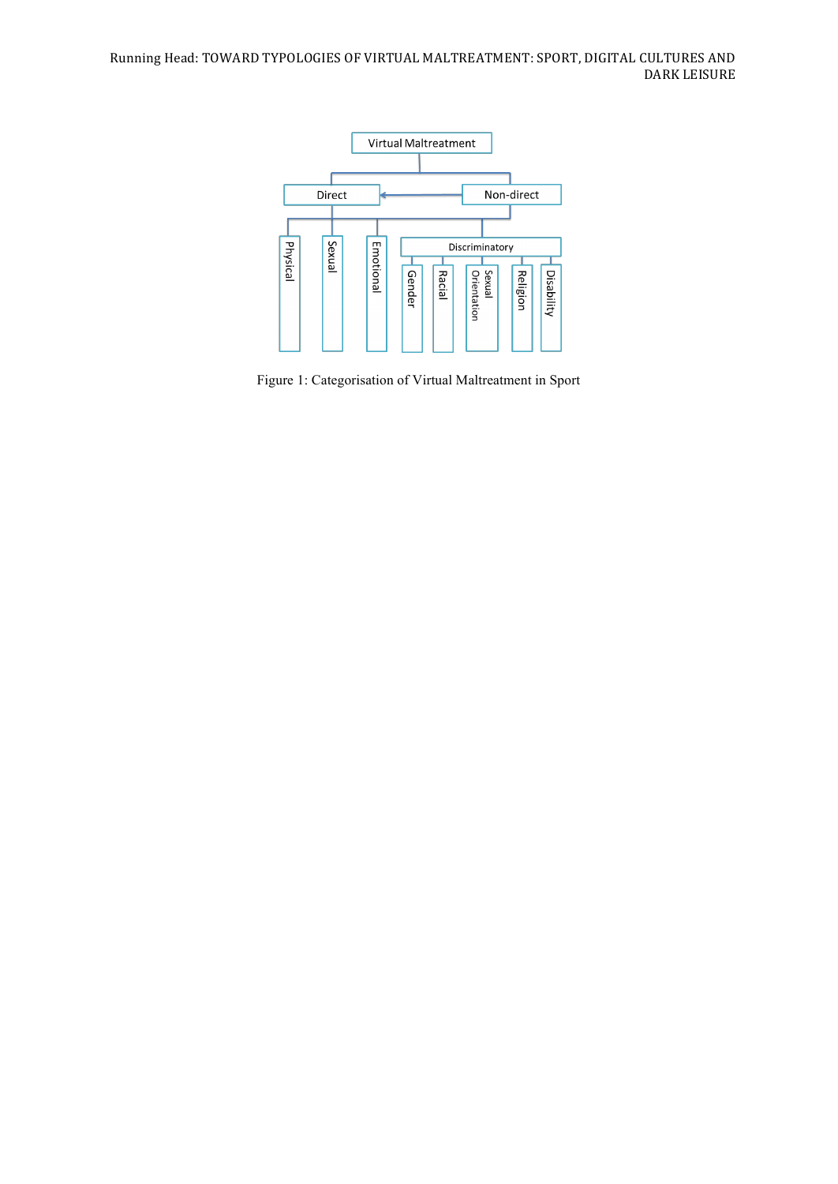Virtual Maltreatment

Direct

Non-direct

Physical

Sexual

Emotional

Discriminatory

Gender

Racial

Sexual Orientation

Religion

Disability

Figure 1: Categorisation of Virtual Maltreatment in Sport